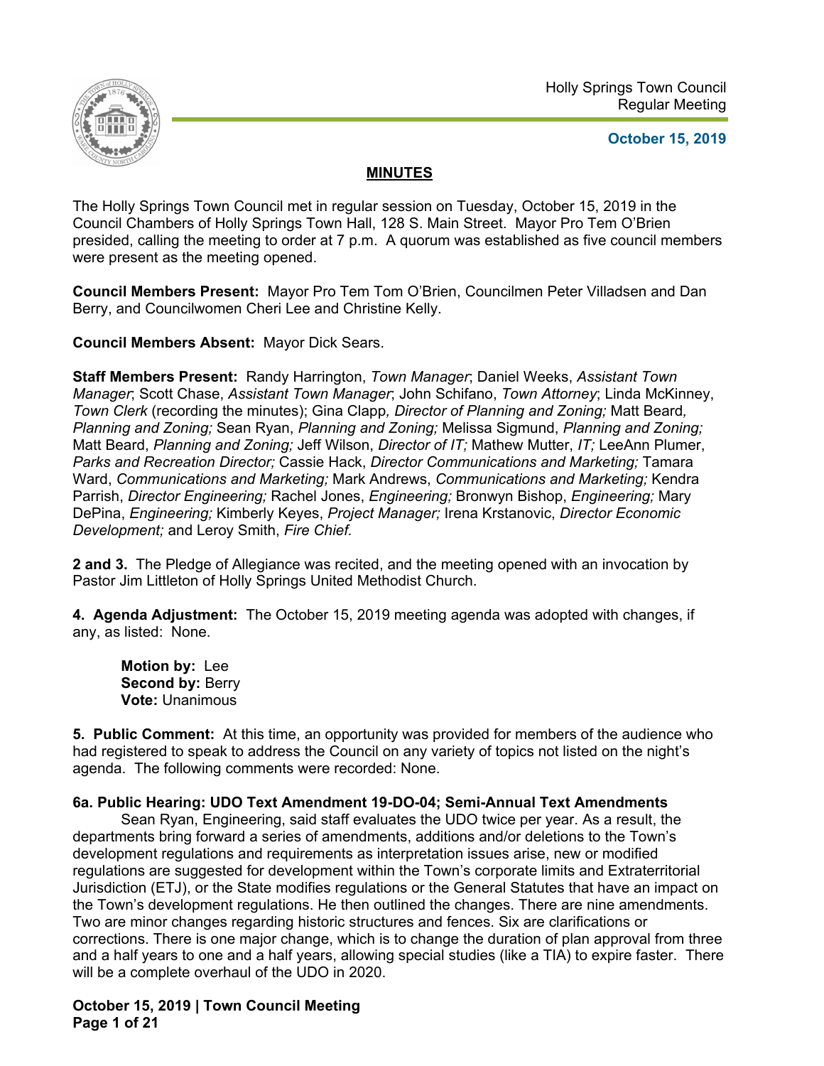Holly Springs Town Council
Regular Meeting

**October 15, 2019**

## MINUTES

The Holly Springs Town Council met in regular session on Tuesday, October 15, 2019 in the Council Chambers of Holly Springs Town Hall, 128 S. Main Street. Mayor Pro Tem O'Brien presided, calling the meeting to order at 7 p.m. A quorum was established as five council members were present as the meeting opened.

**Council Members Present:** Mayor Pro Tem Tom O'Brien, Councilmen Peter Villadsen and Dan Berry, and Councilwomen Cheri Lee and Christine Kelly.

**Council Members Absent:** Mayor Dick Sears.

**Staff Members Present:** Randy Harrington, *Town Manager*; Daniel Weeks, *Assistant Town Manager*; Scott Chase, *Assistant Town Manager*; John Schifano, *Town Attorney*; Linda McKinney, *Town Clerk* (recording the minutes); Gina Clapp*, Director of Planning and Zoning;* Matt Beard*, Planning and Zoning;* Sean Ryan, *Planning and Zoning;* Melissa Sigmund, *Planning and Zoning;* Matt Beard, *Planning and Zoning;* Jeff Wilson, *Director of IT;* Mathew Mutter, *IT;* LeeAnn Plumer, *Parks and Recreation Director;* Cassie Hack, *Director Communications and Marketing;* Tamara Ward, *Communications and Marketing;* Mark Andrews, *Communications and Marketing;* Kendra Parrish, *Director Engineering;* Rachel Jones, *Engineering;* Bronwyn Bishop, *Engineering;* Mary DePina, *Engineering;* Kimberly Keyes, *Project Manager;* Irena Krstanovic, *Director Economic Development;* and Leroy Smith, *Fire Chief.*

**2 and 3.** The Pledge of Allegiance was recited, and the meeting opened with an invocation by Pastor Jim Littleton of Holly Springs United Methodist Church.

**4. Agenda Adjustment:** The October 15, 2019 meeting agenda was adopted with changes, if any, as listed: None.

> **Motion by:** Lee
> **Second by:** Berry
> **Vote:** Unanimous

**5. Public Comment:** At this time, an opportunity was provided for members of the audience who had registered to speak to address the Council on any variety of topics not listed on the night's agenda. The following comments were recorded: None.

**6a. Public Hearing: UDO Text Amendment 19-DO-04; Semi-Annual Text Amendments**

Sean Ryan, Engineering, said staff evaluates the UDO twice per year. As a result, the departments bring forward a series of amendments, additions and/or deletions to the Town's development regulations and requirements as interpretation issues arise, new or modified regulations are suggested for development within the Town's corporate limits and Extraterritorial Jurisdiction (ETJ), or the State modifies regulations or the General Statutes that have an impact on the Town's development regulations. He then outlined the changes. There are nine amendments. Two are minor changes regarding historic structures and fences. Six are clarifications or corrections. There is one major change, which is to change the duration of plan approval from three and a half years to one and a half years, allowing special studies (like a TIA) to expire faster. There will be a complete overhaul of the UDO in 2020.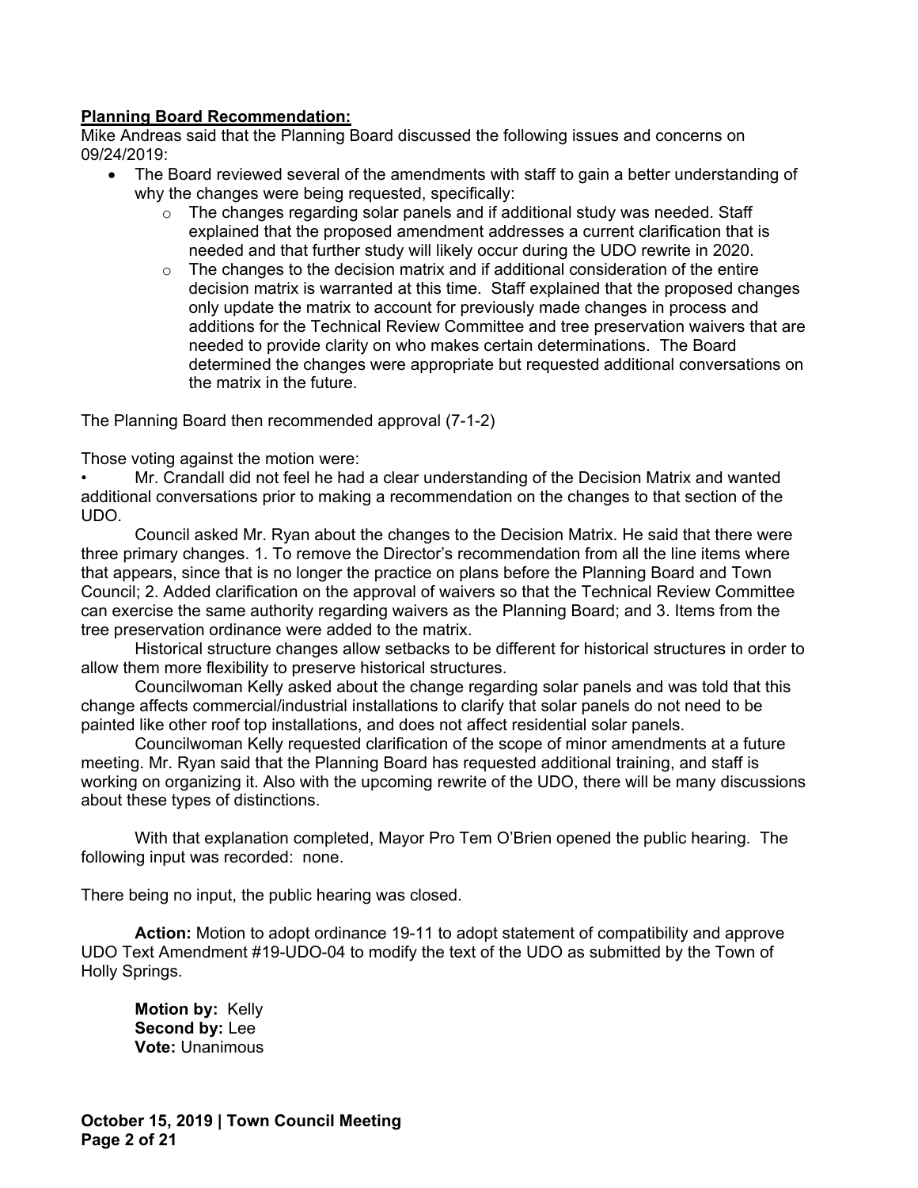**Planning Board Recommendation:**

Mike Andreas said that the Planning Board discussed the following issues and concerns on 09/24/2019:

- The Board reviewed several of the amendments with staff to gain a better understanding of why the changes were being requested, specifically:
    - The changes regarding solar panels and if additional study was needed. Staff explained that the proposed amendment addresses a current clarification that is needed and that further study will likely occur during the UDO rewrite in 2020.
    - The changes to the decision matrix and if additional consideration of the entire decision matrix is warranted at this time. Staff explained that the proposed changes only update the matrix to account for previously made changes in process and additions for the Technical Review Committee and tree preservation waivers that are needed to provide clarity on who makes certain determinations. The Board determined the changes were appropriate but requested additional conversations on the matrix in the future.

The Planning Board then recommended approval (7-1-2)

Those voting against the motion were:

- Mr. Crandall did not feel he had a clear understanding of the Decision Matrix and wanted additional conversations prior to making a recommendation on the changes to that section of the UDO.

Council asked Mr. Ryan about the changes to the Decision Matrix. He said that there were three primary changes. 1. To remove the Director's recommendation from all the line items where that appears, since that is no longer the practice on plans before the Planning Board and Town Council; 2. Added clarification on the approval of waivers so that the Technical Review Committee can exercise the same authority regarding waivers as the Planning Board; and 3. Items from the tree preservation ordinance were added to the matrix.

Historical structure changes allow setbacks to be different for historical structures in order to allow them more flexibility to preserve historical structures.

Councilwoman Kelly asked about the change regarding solar panels and was told that this change affects commercial/industrial installations to clarify that solar panels do not need to be painted like other roof top installations, and does not affect residential solar panels.

Councilwoman Kelly requested clarification of the scope of minor amendments at a future meeting. Mr. Ryan said that the Planning Board has requested additional training, and staff is working on organizing it. Also with the upcoming rewrite of the UDO, there will be many discussions about these types of distinctions.

With that explanation completed, Mayor Pro Tem O'Brien opened the public hearing. The following input was recorded: none.

There being no input, the public hearing was closed.

**Action:** Motion to adopt ordinance 19-11 to adopt statement of compatibility and approve UDO Text Amendment #19-UDO-04 to modify the text of the UDO as submitted by the Town of Holly Springs.

**Motion by:** Kelly
**Second by:** Lee
**Vote:** Unanimous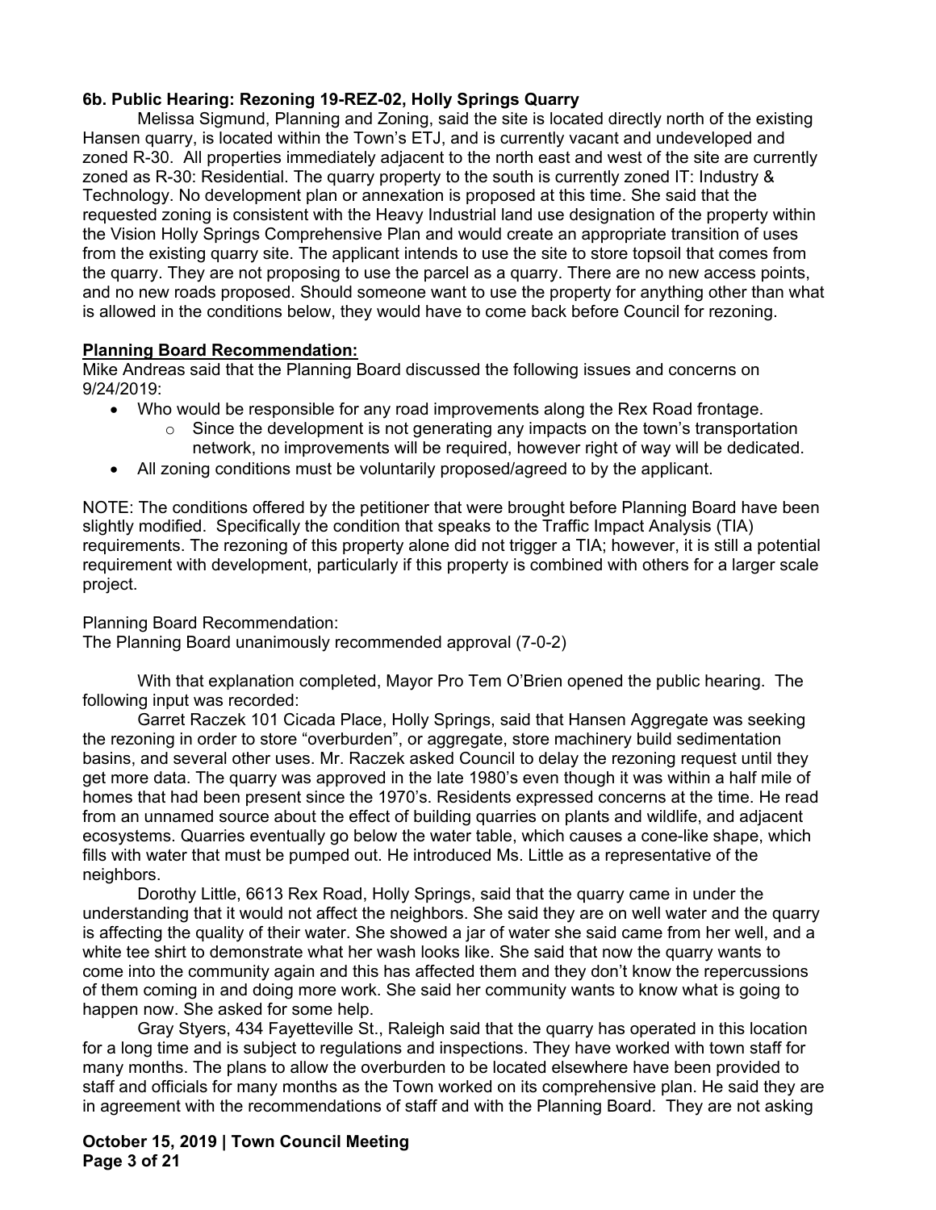**6b. Public Hearing: Rezoning 19-REZ-02, Holly Springs Quarry**

Melissa Sigmund, Planning and Zoning, said the site is located directly north of the existing Hansen quarry, is located within the Town's ETJ, and is currently vacant and undeveloped and zoned R-30. All properties immediately adjacent to the north east and west of the site are currently zoned as R-30: Residential. The quarry property to the south is currently zoned IT: Industry & Technology. No development plan or annexation is proposed at this time. She said that the requested zoning is consistent with the Heavy Industrial land use designation of the property within the Vision Holly Springs Comprehensive Plan and would create an appropriate transition of uses from the existing quarry site. The applicant intends to use the site to store topsoil that comes from the quarry. They are not proposing to use the parcel as a quarry. There are no new access points, and no new roads proposed. Should someone want to use the property for anything other than what is allowed in the conditions below, they would have to come back before Council for rezoning.

**<u>Planning Board Recommendation:</u>**

Mike Andreas said that the Planning Board discussed the following issues and concerns on 9/24/2019:

- Who would be responsible for any road improvements along the Rex Road frontage.
  - Since the development is not generating any impacts on the town's transportation network, no improvements will be required, however right of way will be dedicated.
- All zoning conditions must be voluntarily proposed/agreed to by the applicant.

NOTE: The conditions offered by the petitioner that were brought before Planning Board have been slightly modified. Specifically the condition that speaks to the Traffic Impact Analysis (TIA) requirements. The rezoning of this property alone did not trigger a TIA; however, it is still a potential requirement with development, particularly if this property is combined with others for a larger scale project.

Planning Board Recommendation:
The Planning Board unanimously recommended approval (7-0-2)

With that explanation completed, Mayor Pro Tem O'Brien opened the public hearing. The following input was recorded:

Garret Raczek 101 Cicada Place, Holly Springs, said that Hansen Aggregate was seeking the rezoning in order to store "overburden", or aggregate, store machinery build sedimentation basins, and several other uses. Mr. Raczek asked Council to delay the rezoning request until they get more data. The quarry was approved in the late 1980's even though it was within a half mile of homes that had been present since the 1970's. Residents expressed concerns at the time. He read from an unnamed source about the effect of building quarries on plants and wildlife, and adjacent ecosystems. Quarries eventually go below the water table, which causes a cone-like shape, which fills with water that must be pumped out. He introduced Ms. Little as a representative of the neighbors.

Dorothy Little, 6613 Rex Road, Holly Springs, said that the quarry came in under the understanding that it would not affect the neighbors. She said they are on well water and the quarry is affecting the quality of their water. She showed a jar of water she said came from her well, and a white tee shirt to demonstrate what her wash looks like. She said that now the quarry wants to come into the community again and this has affected them and they don't know the repercussions of them coming in and doing more work. She said her community wants to know what is going to happen now. She asked for some help.

Gray Styers, 434 Fayetteville St., Raleigh said that the quarry has operated in this location for a long time and is subject to regulations and inspections. They have worked with town staff for many months. The plans to allow the overburden to be located elsewhere have been provided to staff and officials for many months as the Town worked on its comprehensive plan. He said they are in agreement with the recommendations of staff and with the Planning Board. They are not asking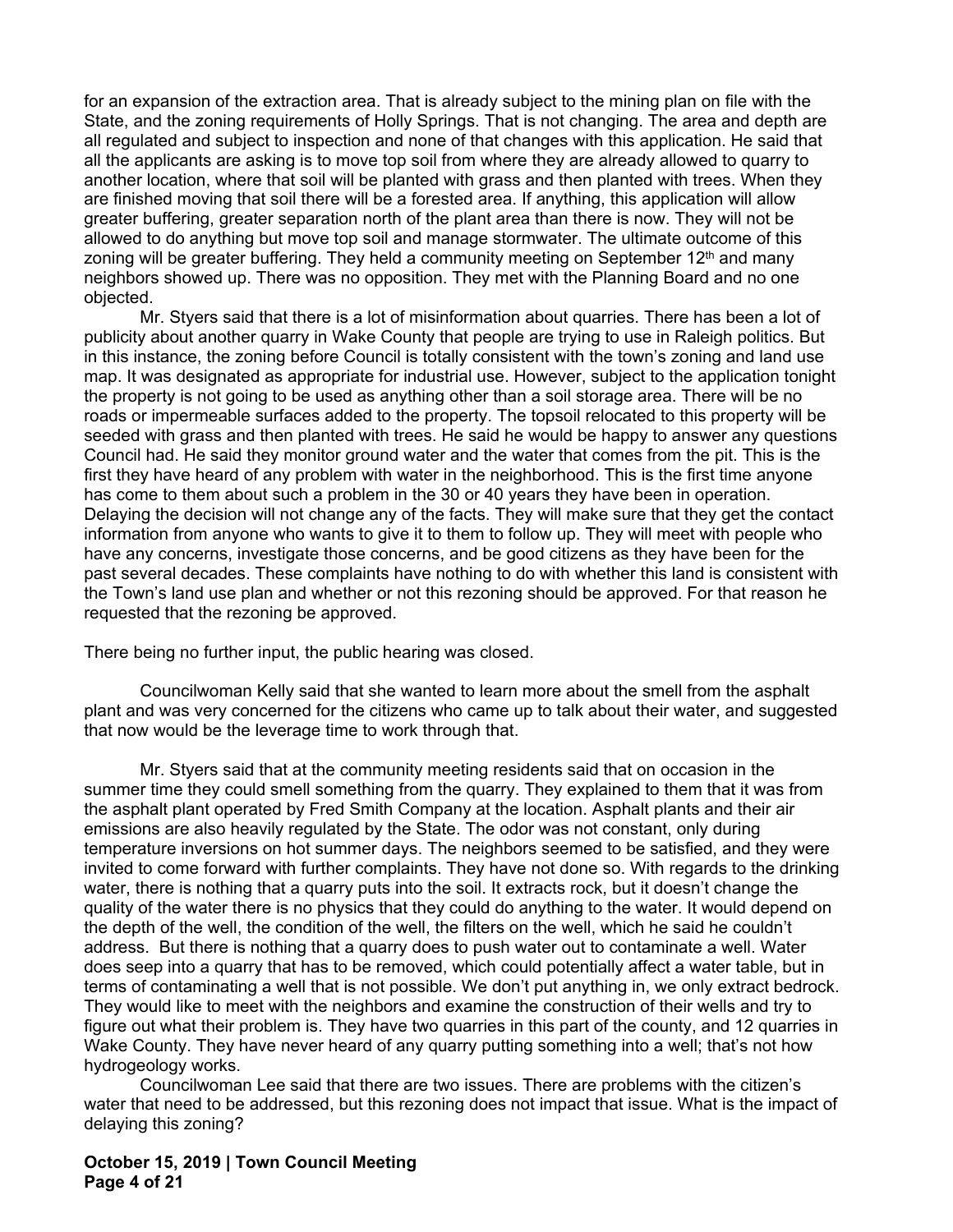for an expansion of the extraction area. That is already subject to the mining plan on file with the State, and the zoning requirements of Holly Springs. That is not changing. The area and depth are all regulated and subject to inspection and none of that changes with this application. He said that all the applicants are asking is to move top soil from where they are already allowed to quarry to another location, where that soil will be planted with grass and then planted with trees. When they are finished moving that soil there will be a forested area. If anything, this application will allow greater buffering, greater separation north of the plant area than there is now. They will not be allowed to do anything but move top soil and manage stormwater. The ultimate outcome of this zoning will be greater buffering. They held a community meeting on September 12th and many neighbors showed up. There was no opposition. They met with the Planning Board and no one objected.

Mr. Styers said that there is a lot of misinformation about quarries. There has been a lot of publicity about another quarry in Wake County that people are trying to use in Raleigh politics. But in this instance, the zoning before Council is totally consistent with the town's zoning and land use map. It was designated as appropriate for industrial use. However, subject to the application tonight the property is not going to be used as anything other than a soil storage area. There will be no roads or impermeable surfaces added to the property. The topsoil relocated to this property will be seeded with grass and then planted with trees. He said he would be happy to answer any questions Council had. He said they monitor ground water and the water that comes from the pit. This is the first they have heard of any problem with water in the neighborhood. This is the first time anyone has come to them about such a problem in the 30 or 40 years they have been in operation. Delaying the decision will not change any of the facts. They will make sure that they get the contact information from anyone who wants to give it to them to follow up. They will meet with people who have any concerns, investigate those concerns, and be good citizens as they have been for the past several decades. These complaints have nothing to do with whether this land is consistent with the Town's land use plan and whether or not this rezoning should be approved. For that reason he requested that the rezoning be approved.

There being no further input, the public hearing was closed.

Councilwoman Kelly said that she wanted to learn more about the smell from the asphalt plant and was very concerned for the citizens who came up to talk about their water, and suggested that now would be the leverage time to work through that.

Mr. Styers said that at the community meeting residents said that on occasion in the summer time they could smell something from the quarry. They explained to them that it was from the asphalt plant operated by Fred Smith Company at the location. Asphalt plants and their air emissions are also heavily regulated by the State. The odor was not constant, only during temperature inversions on hot summer days. The neighbors seemed to be satisfied, and they were invited to come forward with further complaints. They have not done so. With regards to the drinking water, there is nothing that a quarry puts into the soil. It extracts rock, but it doesn't change the quality of the water there is no physics that they could do anything to the water. It would depend on the depth of the well, the condition of the well, the filters on the well, which he said he couldn't address. But there is nothing that a quarry does to push water out to contaminate a well. Water does seep into a quarry that has to be removed, which could potentially affect a water table, but in terms of contaminating a well that is not possible. We don't put anything in, we only extract bedrock. They would like to meet with the neighbors and examine the construction of their wells and try to figure out what their problem is. They have two quarries in this part of the county, and 12 quarries in Wake County. They have never heard of any quarry putting something into a well; that's not how hydrogeology works.

Councilwoman Lee said that there are two issues. There are problems with the citizen's water that need to be addressed, but this rezoning does not impact that issue. What is the impact of delaying this zoning?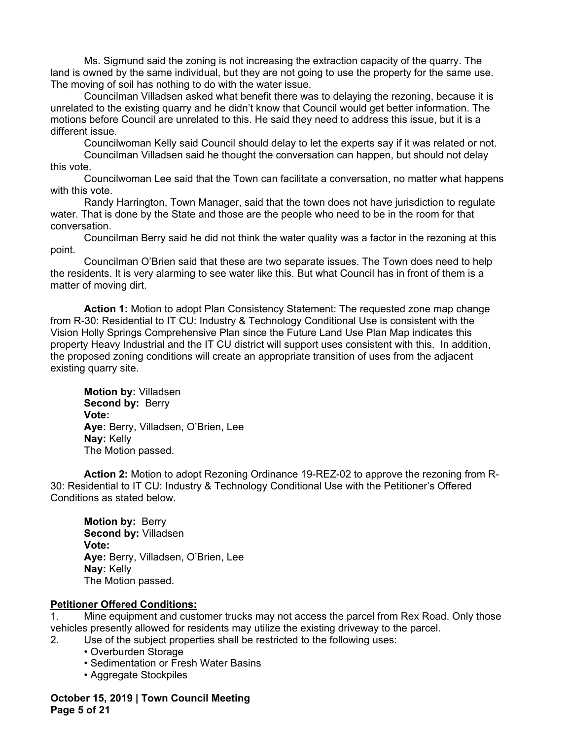Ms. Sigmund said the zoning is not increasing the extraction capacity of the quarry. The land is owned by the same individual, but they are not going to use the property for the same use. The moving of soil has nothing to do with the water issue.

Councilman Villadsen asked what benefit there was to delaying the rezoning, because it is unrelated to the existing quarry and he didn't know that Council would get better information. The motions before Council are unrelated to this. He said they need to address this issue, but it is a different issue.

Councilwoman Kelly said Council should delay to let the experts say if it was related or not.

Councilman Villadsen said he thought the conversation can happen, but should not delay this vote.

Councilwoman Lee said that the Town can facilitate a conversation, no matter what happens with this vote.

Randy Harrington, Town Manager, said that the town does not have jurisdiction to regulate water. That is done by the State and those are the people who need to be in the room for that conversation.

Councilman Berry said he did not think the water quality was a factor in the rezoning at this point.

Councilman O'Brien said that these are two separate issues. The Town does need to help the residents. It is very alarming to see water like this. But what Council has in front of them is a matter of moving dirt.

**Action 1:** Motion to adopt Plan Consistency Statement: The requested zone map change from R-30: Residential to IT CU: Industry & Technology Conditional Use is consistent with the Vision Holly Springs Comprehensive Plan since the Future Land Use Plan Map indicates this property Heavy Industrial and the IT CU district will support uses consistent with this. In addition, the proposed zoning conditions will create an appropriate transition of uses from the adjacent existing quarry site.

**Motion by:** Villadsen
**Second by:** Berry
**Vote:**
**Aye:** Berry, Villadsen, O'Brien, Lee
**Nay:** Kelly
The Motion passed.

**Action 2:** Motion to adopt Rezoning Ordinance 19-REZ-02 to approve the rezoning from R-30: Residential to IT CU: Industry & Technology Conditional Use with the Petitioner's Offered Conditions as stated below.

**Motion by:** Berry
**Second by:** Villadsen
**Vote:**
**Aye:** Berry, Villadsen, O'Brien, Lee
**Nay:** Kelly
The Motion passed.

**Petitioner Offered Conditions:**

1. Mine equipment and customer trucks may not access the parcel from Rex Road. Only those vehicles presently allowed for residents may utilize the existing driveway to the parcel.
2. Use of the subject properties shall be restricted to the following uses:
   - Overburden Storage
   - Sedimentation or Fresh Water Basins
   - Aggregate Stockpiles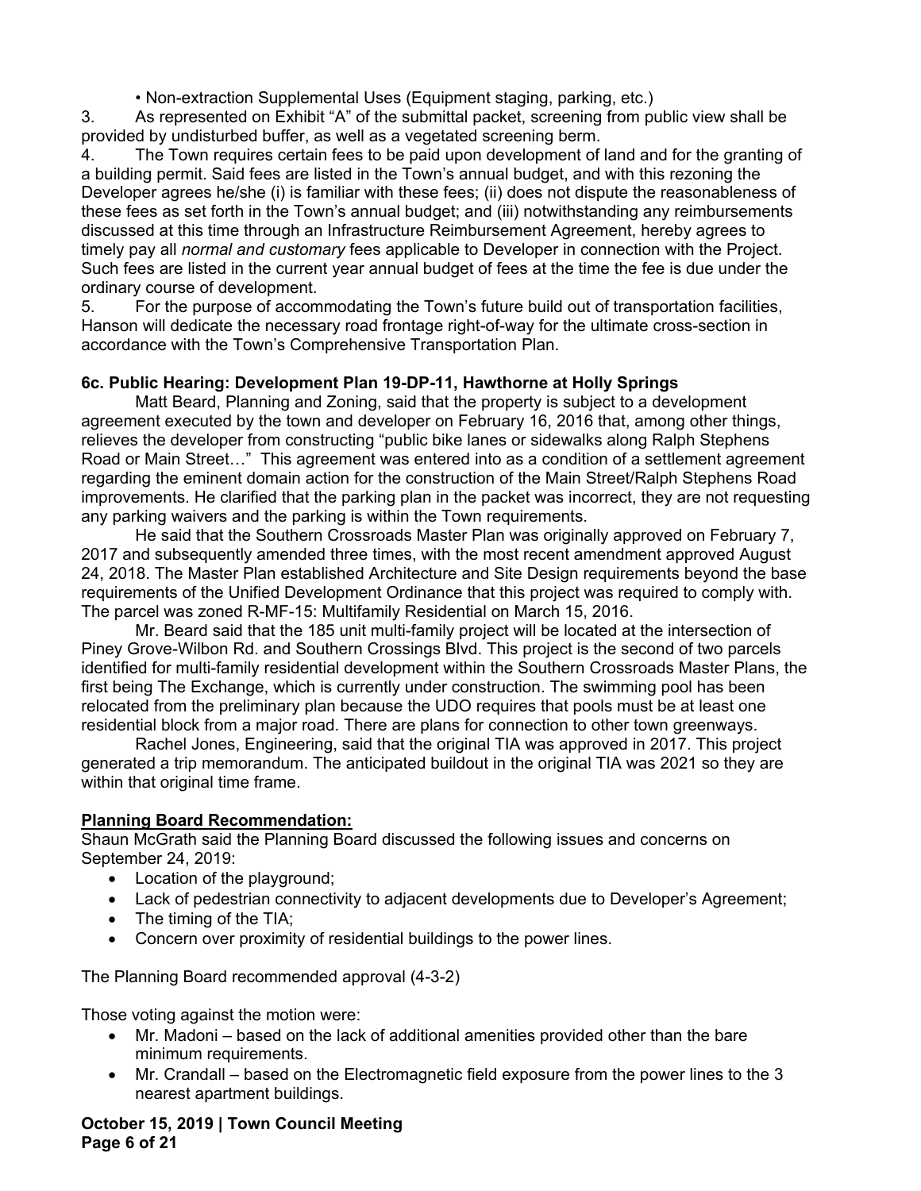• Non-extraction Supplemental Uses (Equipment staging, parking, etc.)

3. As represented on Exhibit "A" of the submittal packet, screening from public view shall be provided by undisturbed buffer, as well as a vegetated screening berm.
4. The Town requires certain fees to be paid upon development of land and for the granting of a building permit. Said fees are listed in the Town's annual budget, and with this rezoning the Developer agrees he/she (i) is familiar with these fees; (ii) does not dispute the reasonableness of these fees as set forth in the Town's annual budget; and (iii) notwithstanding any reimbursements discussed at this time through an Infrastructure Reimbursement Agreement, hereby agrees to timely pay all *normal and customary* fees applicable to Developer in connection with the Project. Such fees are listed in the current year annual budget of fees at the time the fee is due under the ordinary course of development.
5. For the purpose of accommodating the Town's future build out of transportation facilities, Hanson will dedicate the necessary road frontage right-of-way for the ultimate cross-section in accordance with the Town's Comprehensive Transportation Plan.

**6c. Public Hearing: Development Plan 19-DP-11, Hawthorne at Holly Springs**

Matt Beard, Planning and Zoning, said that the property is subject to a development agreement executed by the town and developer on February 16, 2016 that, among other things, relieves the developer from constructing "public bike lanes or sidewalks along Ralph Stephens Road or Main Street…" This agreement was entered into as a condition of a settlement agreement regarding the eminent domain action for the construction of the Main Street/Ralph Stephens Road improvements. He clarified that the parking plan in the packet was incorrect, they are not requesting any parking waivers and the parking is within the Town requirements.

He said that the Southern Crossroads Master Plan was originally approved on February 7, 2017 and subsequently amended three times, with the most recent amendment approved August 24, 2018. The Master Plan established Architecture and Site Design requirements beyond the base requirements of the Unified Development Ordinance that this project was required to comply with. The parcel was zoned R-MF-15: Multifamily Residential on March 15, 2016.

Mr. Beard said that the 185 unit multi-family project will be located at the intersection of Piney Grove-Wilbon Rd. and Southern Crossings Blvd. This project is the second of two parcels identified for multi-family residential development within the Southern Crossroads Master Plans, the first being The Exchange, which is currently under construction. The swimming pool has been relocated from the preliminary plan because the UDO requires that pools must be at least one residential block from a major road. There are plans for connection to other town greenways.

Rachel Jones, Engineering, said that the original TIA was approved in 2017. This project generated a trip memorandum. The anticipated buildout in the original TIA was 2021 so they are within that original time frame.

**Planning Board Recommendation:**

Shaun McGrath said the Planning Board discussed the following issues and concerns on September 24, 2019:

- Location of the playground;
- Lack of pedestrian connectivity to adjacent developments due to Developer's Agreement;
- The timing of the TIA;
- Concern over proximity of residential buildings to the power lines.

The Planning Board recommended approval (4-3-2)

Those voting against the motion were:

- Mr. Madoni – based on the lack of additional amenities provided other than the bare minimum requirements.
- Mr. Crandall – based on the Electromagnetic field exposure from the power lines to the 3 nearest apartment buildings.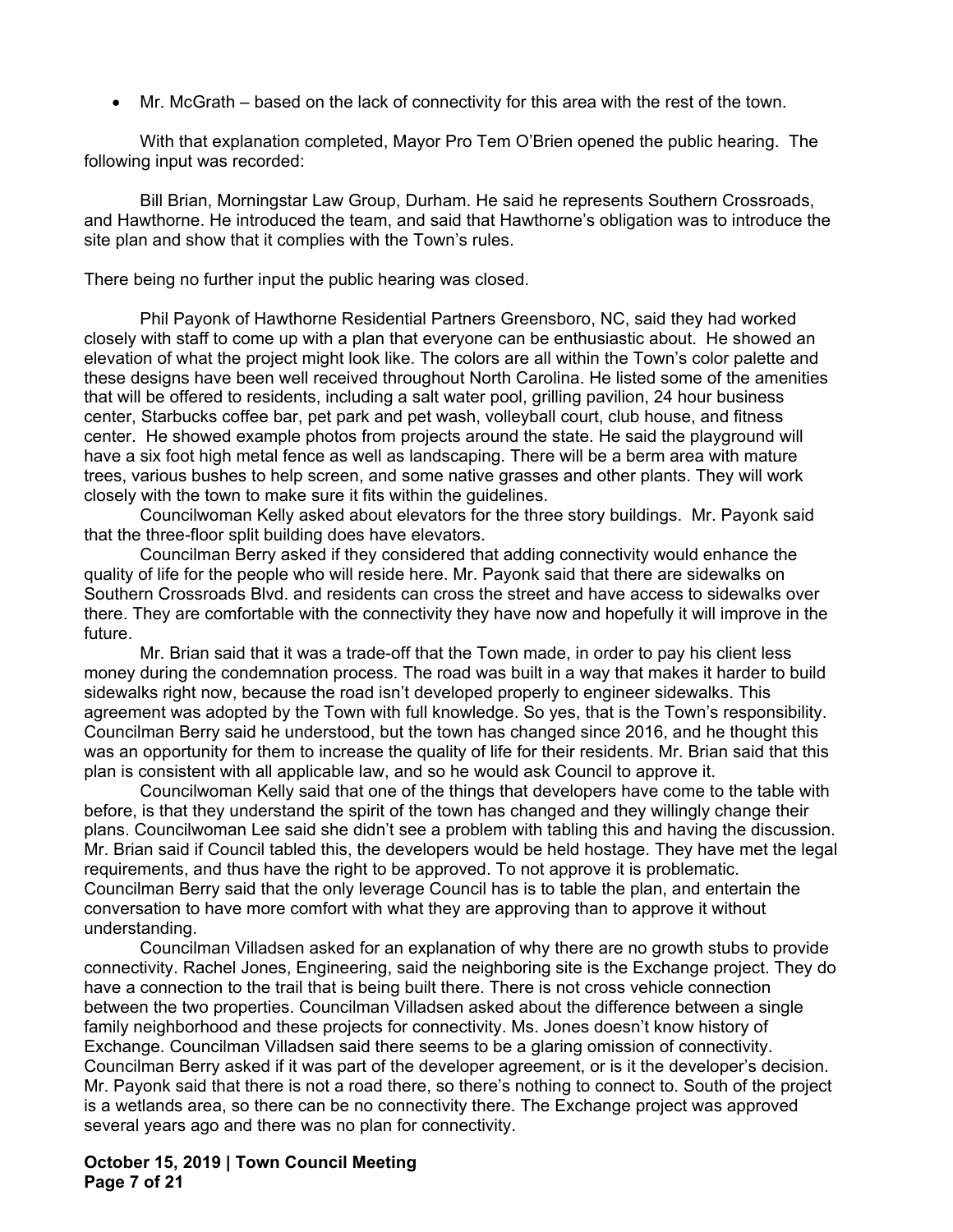- Mr. McGrath – based on the lack of connectivity for this area with the rest of the town.

With that explanation completed, Mayor Pro Tem O'Brien opened the public hearing. The following input was recorded:

Bill Brian, Morningstar Law Group, Durham. He said he represents Southern Crossroads, and Hawthorne. He introduced the team, and said that Hawthorne's obligation was to introduce the site plan and show that it complies with the Town's rules.

There being no further input the public hearing was closed.

Phil Payonk of Hawthorne Residential Partners Greensboro, NC, said they had worked closely with staff to come up with a plan that everyone can be enthusiastic about. He showed an elevation of what the project might look like. The colors are all within the Town's color palette and these designs have been well received throughout North Carolina. He listed some of the amenities that will be offered to residents, including a salt water pool, grilling pavilion, 24 hour business center, Starbucks coffee bar, pet park and pet wash, volleyball court, club house, and fitness center. He showed example photos from projects around the state. He said the playground will have a six foot high metal fence as well as landscaping. There will be a berm area with mature trees, various bushes to help screen, and some native grasses and other plants. They will work closely with the town to make sure it fits within the guidelines.

Councilwoman Kelly asked about elevators for the three story buildings. Mr. Payonk said that the three-floor split building does have elevators.

Councilman Berry asked if they considered that adding connectivity would enhance the quality of life for the people who will reside here. Mr. Payonk said that there are sidewalks on Southern Crossroads Blvd. and residents can cross the street and have access to sidewalks over there. They are comfortable with the connectivity they have now and hopefully it will improve in the future.

Mr. Brian said that it was a trade-off that the Town made, in order to pay his client less money during the condemnation process. The road was built in a way that makes it harder to build sidewalks right now, because the road isn't developed properly to engineer sidewalks. This agreement was adopted by the Town with full knowledge. So yes, that is the Town's responsibility. Councilman Berry said he understood, but the town has changed since 2016, and he thought this was an opportunity for them to increase the quality of life for their residents. Mr. Brian said that this plan is consistent with all applicable law, and so he would ask Council to approve it.

Councilwoman Kelly said that one of the things that developers have come to the table with before, is that they understand the spirit of the town has changed and they willingly change their plans. Councilwoman Lee said she didn't see a problem with tabling this and having the discussion. Mr. Brian said if Council tabled this, the developers would be held hostage. They have met the legal requirements, and thus have the right to be approved. To not approve it is problematic. Councilman Berry said that the only leverage Council has is to table the plan, and entertain the conversation to have more comfort with what they are approving than to approve it without understanding.

Councilman Villadsen asked for an explanation of why there are no growth stubs to provide connectivity. Rachel Jones, Engineering, said the neighboring site is the Exchange project. They do have a connection to the trail that is being built there. There is not cross vehicle connection between the two properties. Councilman Villadsen asked about the difference between a single family neighborhood and these projects for connectivity. Ms. Jones doesn't know history of Exchange. Councilman Villadsen said there seems to be a glaring omission of connectivity. Councilman Berry asked if it was part of the developer agreement, or is it the developer's decision. Mr. Payonk said that there is not a road there, so there's nothing to connect to. South of the project is a wetlands area, so there can be no connectivity there. The Exchange project was approved several years ago and there was no plan for connectivity.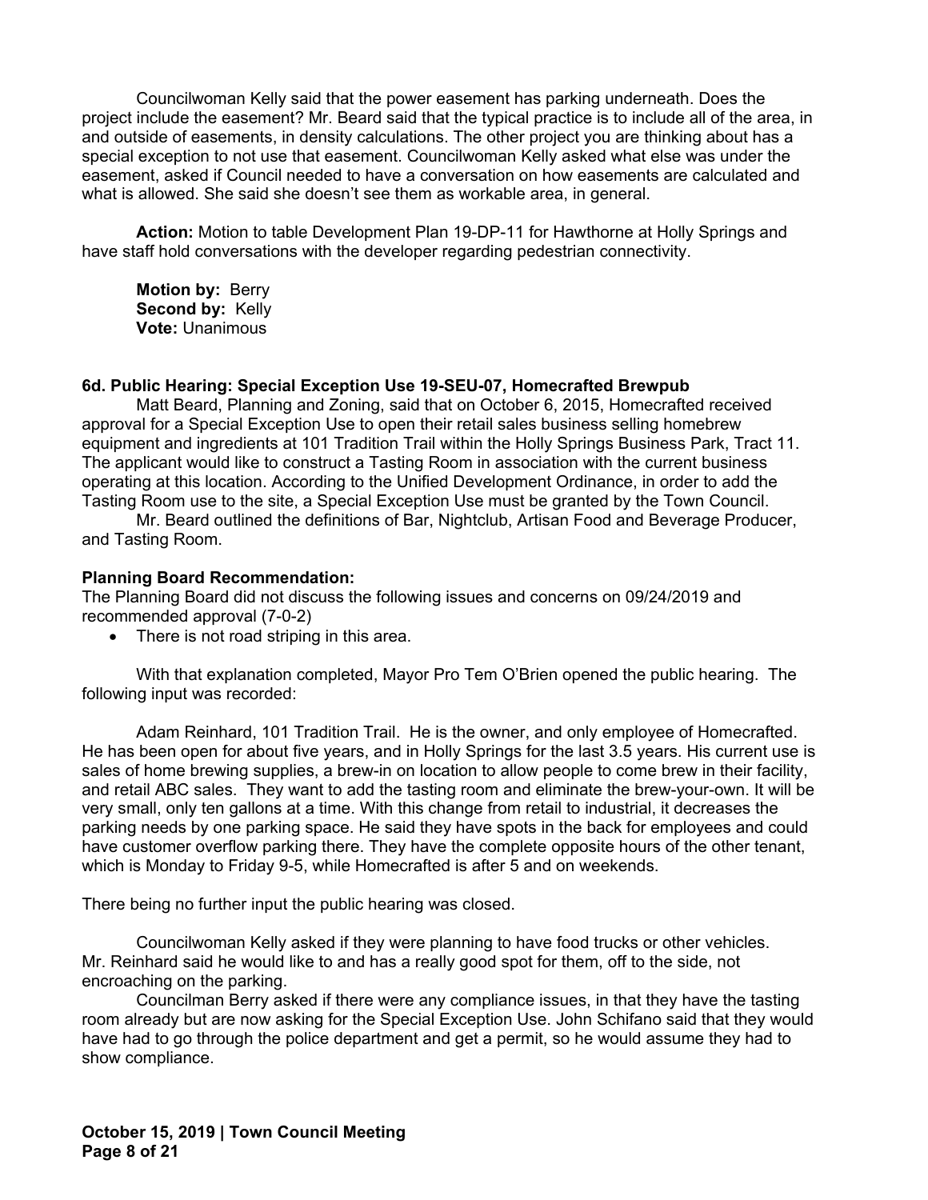Councilwoman Kelly said that the power easement has parking underneath. Does the project include the easement? Mr. Beard said that the typical practice is to include all of the area, in and outside of easements, in density calculations. The other project you are thinking about has a special exception to not use that easement. Councilwoman Kelly asked what else was under the easement, asked if Council needed to have a conversation on how easements are calculated and what is allowed. She said she doesn't see them as workable area, in general.

**Action:** Motion to table Development Plan 19-DP-11 for Hawthorne at Holly Springs and have staff hold conversations with the developer regarding pedestrian connectivity.

**Motion by:** Berry
**Second by:** Kelly
**Vote:** Unanimous

**6d. Public Hearing: Special Exception Use 19-SEU-07, Homecrafted Brewpub**

Matt Beard, Planning and Zoning, said that on October 6, 2015, Homecrafted received approval for a Special Exception Use to open their retail sales business selling homebrew equipment and ingredients at 101 Tradition Trail within the Holly Springs Business Park, Tract 11. The applicant would like to construct a Tasting Room in association with the current business operating at this location. According to the Unified Development Ordinance, in order to add the Tasting Room use to the site, a Special Exception Use must be granted by the Town Council.

Mr. Beard outlined the definitions of Bar, Nightclub, Artisan Food and Beverage Producer, and Tasting Room.

**Planning Board Recommendation:**
The Planning Board did not discuss the following issues and concerns on 09/24/2019 and recommended approval (7-0-2)

- There is not road striping in this area.

With that explanation completed, Mayor Pro Tem O'Brien opened the public hearing. The following input was recorded:

Adam Reinhard, 101 Tradition Trail. He is the owner, and only employee of Homecrafted. He has been open for about five years, and in Holly Springs for the last 3.5 years. His current use is sales of home brewing supplies, a brew-in on location to allow people to come brew in their facility, and retail ABC sales. They want to add the tasting room and eliminate the brew-your-own. It will be very small, only ten gallons at a time. With this change from retail to industrial, it decreases the parking needs by one parking space. He said they have spots in the back for employees and could have customer overflow parking there. They have the complete opposite hours of the other tenant, which is Monday to Friday 9-5, while Homecrafted is after 5 and on weekends.

There being no further input the public hearing was closed.

Councilwoman Kelly asked if they were planning to have food trucks or other vehicles. Mr. Reinhard said he would like to and has a really good spot for them, off to the side, not encroaching on the parking.

Councilman Berry asked if there were any compliance issues, in that they have the tasting room already but are now asking for the Special Exception Use. John Schifano said that they would have had to go through the police department and get a permit, so he would assume they had to show compliance.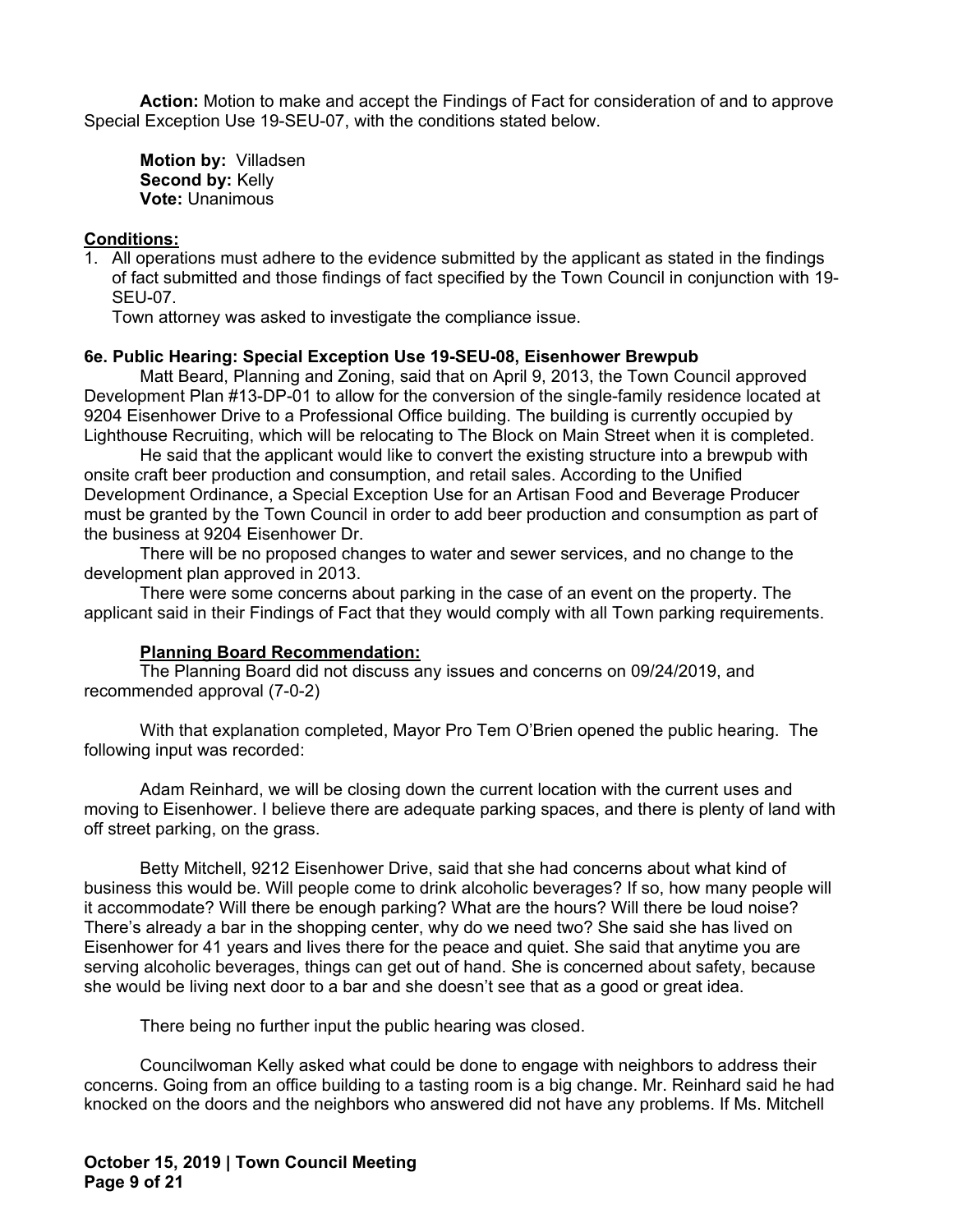**Action:** Motion to make and accept the Findings of Fact for consideration of and to approve Special Exception Use 19-SEU-07, with the conditions stated below.

**Motion by:** Villadsen
**Second by:** Kelly
**Vote:** Unanimous

**Conditions:**

1. All operations must adhere to the evidence submitted by the applicant as stated in the findings of fact submitted and those findings of fact specified by the Town Council in conjunction with 19-SEU-07.
   Town attorney was asked to investigate the compliance issue.

**6e. Public Hearing: Special Exception Use 19-SEU-08, Eisenhower Brewpub**

Matt Beard, Planning and Zoning, said that on April 9, 2013, the Town Council approved Development Plan #13-DP-01 to allow for the conversion of the single-family residence located at 9204 Eisenhower Drive to a Professional Office building. The building is currently occupied by Lighthouse Recruiting, which will be relocating to The Block on Main Street when it is completed.

He said that the applicant would like to convert the existing structure into a brewpub with onsite craft beer production and consumption, and retail sales. According to the Unified Development Ordinance, a Special Exception Use for an Artisan Food and Beverage Producer must be granted by the Town Council in order to add beer production and consumption as part of the business at 9204 Eisenhower Dr.

There will be no proposed changes to water and sewer services, and no change to the development plan approved in 2013.

There were some concerns about parking in the case of an event on the property. The applicant said in their Findings of Fact that they would comply with all Town parking requirements.

**Planning Board Recommendation:**

The Planning Board did not discuss any issues and concerns on 09/24/2019, and recommended approval (7-0-2)

With that explanation completed, Mayor Pro Tem O'Brien opened the public hearing. The following input was recorded:

Adam Reinhard, we will be closing down the current location with the current uses and moving to Eisenhower. I believe there are adequate parking spaces, and there is plenty of land with off street parking, on the grass.

Betty Mitchell, 9212 Eisenhower Drive, said that she had concerns about what kind of business this would be. Will people come to drink alcoholic beverages? If so, how many people will it accommodate? Will there be enough parking? What are the hours? Will there be loud noise? There's already a bar in the shopping center, why do we need two? She said she has lived on Eisenhower for 41 years and lives there for the peace and quiet. She said that anytime you are serving alcoholic beverages, things can get out of hand. She is concerned about safety, because she would be living next door to a bar and she doesn't see that as a good or great idea.

There being no further input the public hearing was closed.

Councilwoman Kelly asked what could be done to engage with neighbors to address their concerns. Going from an office building to a tasting room is a big change. Mr. Reinhard said he had knocked on the doors and the neighbors who answered did not have any problems. If Ms. Mitchell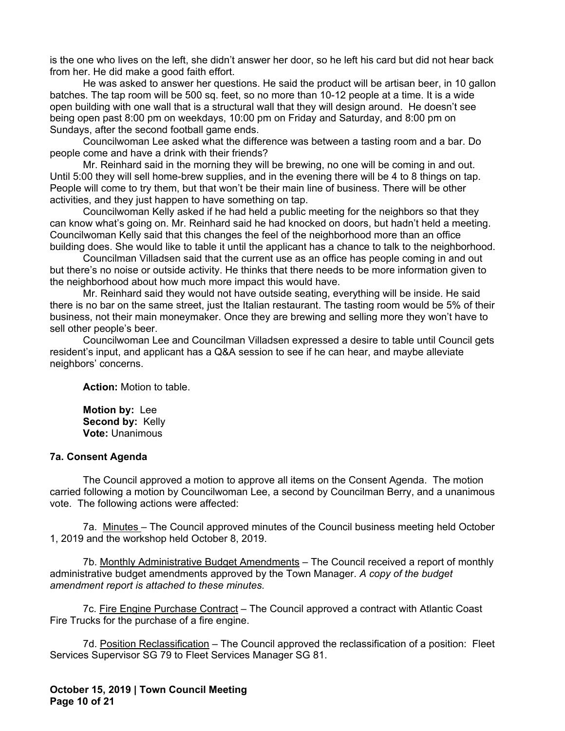is the one who lives on the left, she didn't answer her door, so he left his card but did not hear back from her. He did make a good faith effort.

He was asked to answer her questions. He said the product will be artisan beer, in 10 gallon batches. The tap room will be 500 sq. feet, so no more than 10-12 people at a time. It is a wide open building with one wall that is a structural wall that they will design around. He doesn't see being open past 8:00 pm on weekdays, 10:00 pm on Friday and Saturday, and 8:00 pm on Sundays, after the second football game ends.

Councilwoman Lee asked what the difference was between a tasting room and a bar. Do people come and have a drink with their friends?

Mr. Reinhard said in the morning they will be brewing, no one will be coming in and out. Until 5:00 they will sell home-brew supplies, and in the evening there will be 4 to 8 things on tap. People will come to try them, but that won't be their main line of business. There will be other activities, and they just happen to have something on tap.

Councilwoman Kelly asked if he had held a public meeting for the neighbors so that they can know what's going on. Mr. Reinhard said he had knocked on doors, but hadn't held a meeting. Councilwoman Kelly said that this changes the feel of the neighborhood more than an office building does. She would like to table it until the applicant has a chance to talk to the neighborhood.

Councilman Villadsen said that the current use as an office has people coming in and out but there's no noise or outside activity. He thinks that there needs to be more information given to the neighborhood about how much more impact this would have.

Mr. Reinhard said they would not have outside seating, everything will be inside. He said there is no bar on the same street, just the Italian restaurant. The tasting room would be 5% of their business, not their main moneymaker. Once they are brewing and selling more they won't have to sell other people's beer.

Councilwoman Lee and Councilman Villadsen expressed a desire to table until Council gets resident's input, and applicant has a Q&A session to see if he can hear, and maybe alleviate neighbors' concerns.

**Action:** Motion to table.

**Motion by:** Lee
**Second by:** Kelly
**Vote:** Unanimous

**7a. Consent Agenda**

The Council approved a motion to approve all items on the Consent Agenda. The motion carried following a motion by Councilwoman Lee, a second by Councilman Berry, and a unanimous vote. The following actions were affected:

7a. Minutes – The Council approved minutes of the Council business meeting held October 1, 2019 and the workshop held October 8, 2019.

7b. Monthly Administrative Budget Amendments – The Council received a report of monthly administrative budget amendments approved by the Town Manager. *A copy of the budget amendment report is attached to these minutes.*

7c. Fire Engine Purchase Contract – The Council approved a contract with Atlantic Coast Fire Trucks for the purchase of a fire engine.

7d. Position Reclassification – The Council approved the reclassification of a position: Fleet Services Supervisor SG 79 to Fleet Services Manager SG 81.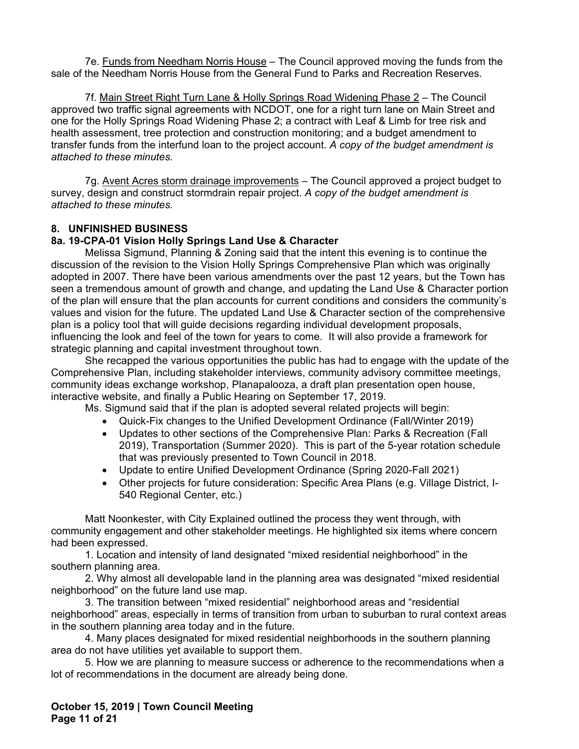7e. <u>Funds from Needham Norris House</u> – The Council approved moving the funds from the sale of the Needham Norris House from the General Fund to Parks and Recreation Reserves.

7f. <u>Main Street Right Turn Lane & Holly Springs Road Widening Phase 2</u> – The Council approved two traffic signal agreements with NCDOT, one for a right turn lane on Main Street and one for the Holly Springs Road Widening Phase 2; a contract with Leaf & Limb for tree risk and health assessment, tree protection and construction monitoring; and a budget amendment to transfer funds from the interfund loan to the project account. *A copy of the budget amendment is attached to these minutes.*

7g. <u>Avent Acres storm drainage improvements</u> – The Council approved a project budget to survey, design and construct stormdrain repair project. *A copy of the budget amendment is attached to these minutes.*

**8. UNFINISHED BUSINESS**

**8a. 19-CPA-01 Vision Holly Springs Land Use & Character**

Melissa Sigmund, Planning & Zoning said that the intent this evening is to continue the discussion of the revision to the Vision Holly Springs Comprehensive Plan which was originally adopted in 2007. There have been various amendments over the past 12 years, but the Town has seen a tremendous amount of growth and change, and updating the Land Use & Character portion of the plan will ensure that the plan accounts for current conditions and considers the community's values and vision for the future. The updated Land Use & Character section of the comprehensive plan is a policy tool that will guide decisions regarding individual development proposals, influencing the look and feel of the town for years to come. It will also provide a framework for strategic planning and capital investment throughout town.

She recapped the various opportunities the public has had to engage with the update of the Comprehensive Plan, including stakeholder interviews, community advisory committee meetings, community ideas exchange workshop, Planapalooza, a draft plan presentation open house, interactive website, and finally a Public Hearing on September 17, 2019.

Ms. Sigmund said that if the plan is adopted several related projects will begin:

- Quick-Fix changes to the Unified Development Ordinance (Fall/Winter 2019)
- Updates to other sections of the Comprehensive Plan: Parks & Recreation (Fall 2019), Transportation (Summer 2020). This is part of the 5-year rotation schedule that was previously presented to Town Council in 2018.
- Update to entire Unified Development Ordinance (Spring 2020-Fall 2021)
- Other projects for future consideration: Specific Area Plans (e.g. Village District, I-540 Regional Center, etc.)

Matt Noonkester, with City Explained outlined the process they went through, with community engagement and other stakeholder meetings. He highlighted six items where concern had been expressed.

1. Location and intensity of land designated "mixed residential neighborhood" in the southern planning area.

2. Why almost all developable land in the planning area was designated "mixed residential neighborhood" on the future land use map.

3. The transition between "mixed residential" neighborhood areas and "residential neighborhood" areas, especially in terms of transition from urban to suburban to rural context areas in the southern planning area today and in the future.

4. Many places designated for mixed residential neighborhoods in the southern planning area do not have utilities yet available to support them.

5. How we are planning to measure success or adherence to the recommendations when a lot of recommendations in the document are already being done.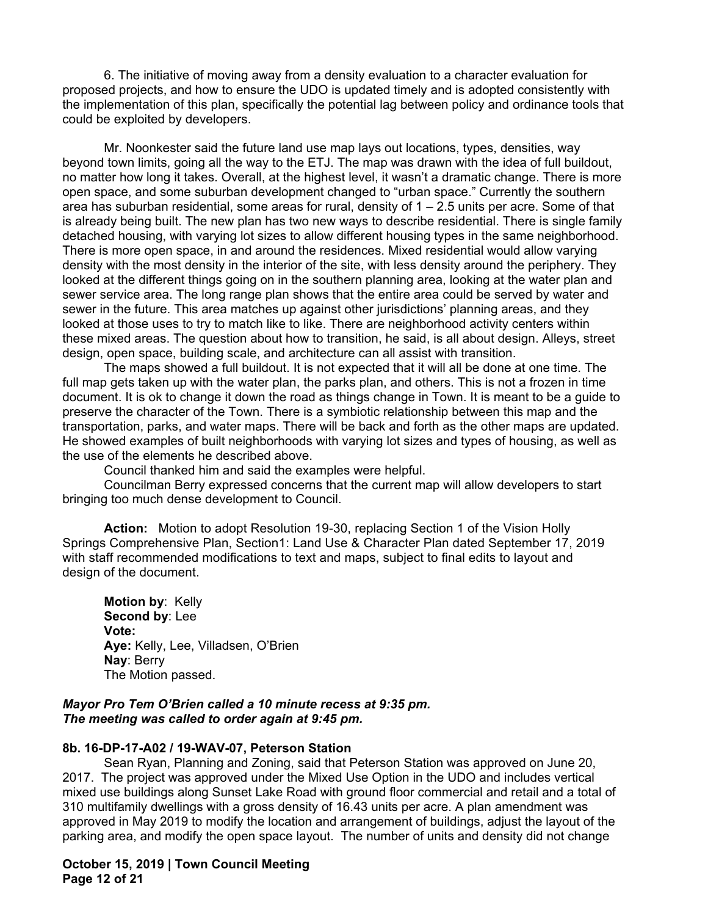6. The initiative of moving away from a density evaluation to a character evaluation for proposed projects, and how to ensure the UDO is updated timely and is adopted consistently with the implementation of this plan, specifically the potential lag between policy and ordinance tools that could be exploited by developers.

Mr. Noonkester said the future land use map lays out locations, types, densities, way beyond town limits, going all the way to the ETJ. The map was drawn with the idea of full buildout, no matter how long it takes. Overall, at the highest level, it wasn't a dramatic change. There is more open space, and some suburban development changed to "urban space." Currently the southern area has suburban residential, some areas for rural, density of 1 – 2.5 units per acre. Some of that is already being built. The new plan has two new ways to describe residential. There is single family detached housing, with varying lot sizes to allow different housing types in the same neighborhood. There is more open space, in and around the residences. Mixed residential would allow varying density with the most density in the interior of the site, with less density around the periphery. They looked at the different things going on in the southern planning area, looking at the water plan and sewer service area. The long range plan shows that the entire area could be served by water and sewer in the future. This area matches up against other jurisdictions' planning areas, and they looked at those uses to try to match like to like. There are neighborhood activity centers within these mixed areas. The question about how to transition, he said, is all about design. Alleys, street design, open space, building scale, and architecture can all assist with transition.

The maps showed a full buildout. It is not expected that it will all be done at one time. The full map gets taken up with the water plan, the parks plan, and others. This is not a frozen in time document. It is ok to change it down the road as things change in Town. It is meant to be a guide to preserve the character of the Town. There is a symbiotic relationship between this map and the transportation, parks, and water maps. There will be back and forth as the other maps are updated. He showed examples of built neighborhoods with varying lot sizes and types of housing, as well as the use of the elements he described above.

Council thanked him and said the examples were helpful.

Councilman Berry expressed concerns that the current map will allow developers to start bringing too much dense development to Council.

**Action:** Motion to adopt Resolution 19-30, replacing Section 1 of the Vision Holly Springs Comprehensive Plan, Section1: Land Use & Character Plan dated September 17, 2019 with staff recommended modifications to text and maps, subject to final edits to layout and design of the document.

**Motion by**: Kelly
**Second by**: Lee
**Vote:**
**Aye:** Kelly, Lee, Villadsen, O'Brien
**Nay**: Berry
The Motion passed.

***Mayor Pro Tem O'Brien called a 10 minute recess at 9:35 pm.***
***The meeting was called to order again at 9:45 pm.***

**8b. 16-DP-17-A02 / 19-WAV-07, Peterson Station**

Sean Ryan, Planning and Zoning, said that Peterson Station was approved on June 20, 2017. The project was approved under the Mixed Use Option in the UDO and includes vertical mixed use buildings along Sunset Lake Road with ground floor commercial and retail and a total of 310 multifamily dwellings with a gross density of 16.43 units per acre. A plan amendment was approved in May 2019 to modify the location and arrangement of buildings, adjust the layout of the parking area, and modify the open space layout. The number of units and density did not change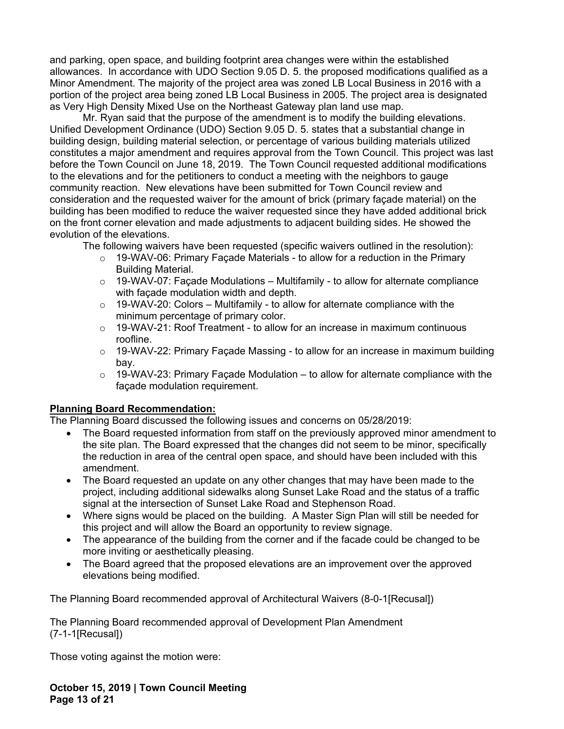and parking, open space, and building footprint area changes were within the established allowances. In accordance with UDO Section 9.05 D. 5. the proposed modifications qualified as a Minor Amendment. The majority of the project area was zoned LB Local Business in 2016 with a portion of the project area being zoned LB Local Business in 2005. The project area is designated as Very High Density Mixed Use on the Northeast Gateway plan land use map.

Mr. Ryan said that the purpose of the amendment is to modify the building elevations. Unified Development Ordinance (UDO) Section 9.05 D. 5. states that a substantial change in building design, building material selection, or percentage of various building materials utilized constitutes a major amendment and requires approval from the Town Council. This project was last before the Town Council on June 18, 2019. The Town Council requested additional modifications to the elevations and for the petitioners to conduct a meeting with the neighbors to gauge community reaction. New elevations have been submitted for Town Council review and consideration and the requested waiver for the amount of brick (primary façade material) on the building has been modified to reduce the waiver requested since they have added additional brick on the front corner elevation and made adjustments to adjacent building sides. He showed the evolution of the elevations.

The following waivers have been requested (specific waivers outlined in the resolution):

- 19-WAV-06: Primary Façade Materials - to allow for a reduction in the Primary Building Material.
- 19-WAV-07: Façade Modulations – Multifamily - to allow for alternate compliance with façade modulation width and depth.
- 19-WAV-20: Colors – Multifamily - to allow for alternate compliance with the minimum percentage of primary color.
- 19-WAV-21: Roof Treatment - to allow for an increase in maximum continuous roofline.
- 19-WAV-22: Primary Façade Massing - to allow for an increase in maximum building bay.
- 19-WAV-23: Primary Façade Modulation – to allow for alternate compliance with the façade modulation requirement.

**Planning Board Recommendation:**

The Planning Board discussed the following issues and concerns on 05/28/2019:

- The Board requested information from staff on the previously approved minor amendment to the site plan. The Board expressed that the changes did not seem to be minor, specifically the reduction in area of the central open space, and should have been included with this amendment.
- The Board requested an update on any other changes that may have been made to the project, including additional sidewalks along Sunset Lake Road and the status of a traffic signal at the intersection of Sunset Lake Road and Stephenson Road.
- Where signs would be placed on the building. A Master Sign Plan will still be needed for this project and will allow the Board an opportunity to review signage.
- The appearance of the building from the corner and if the facade could be changed to be more inviting or aesthetically pleasing.
- The Board agreed that the proposed elevations are an improvement over the approved elevations being modified.

The Planning Board recommended approval of Architectural Waivers (8-0-1[Recusal])

The Planning Board recommended approval of Development Plan Amendment (7-1-1[Recusal])

Those voting against the motion were: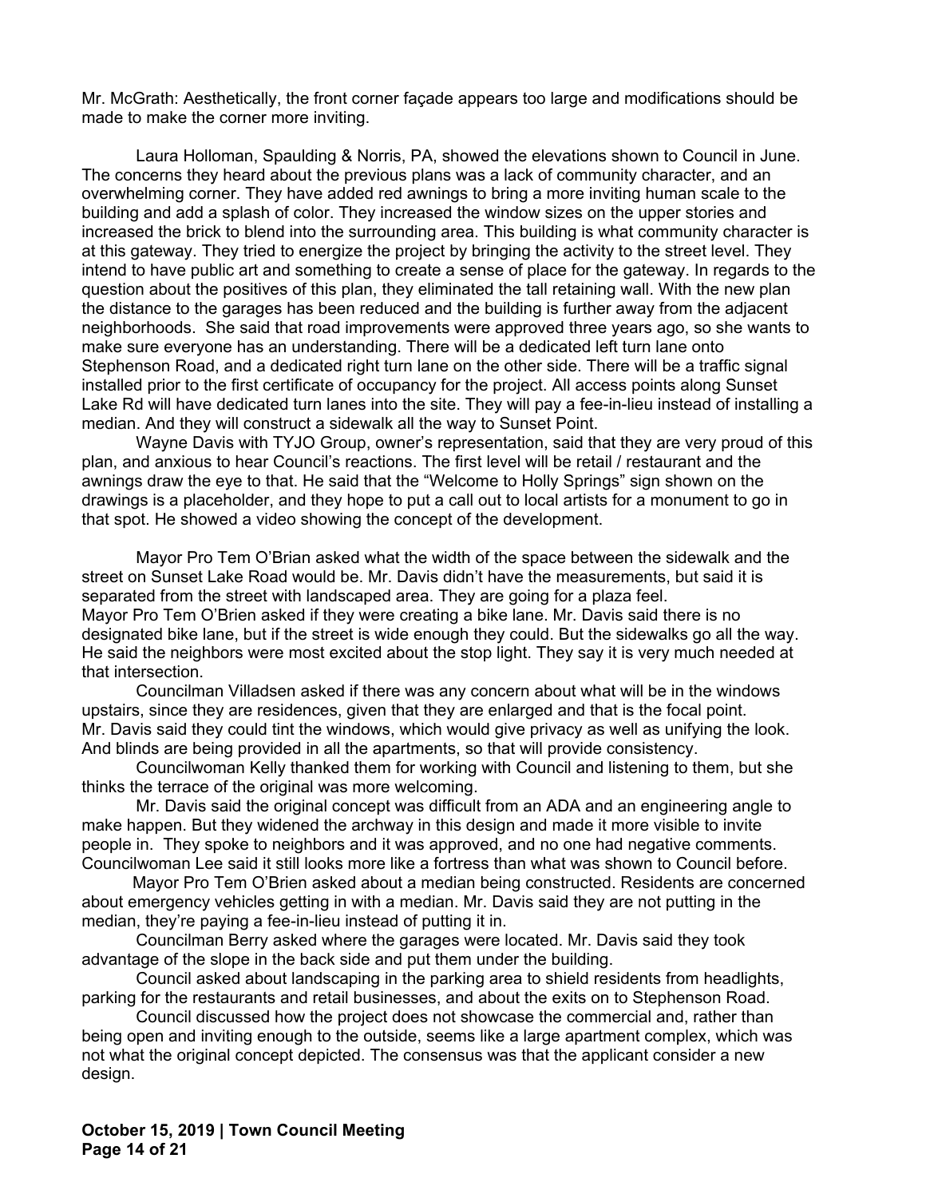Mr. McGrath: Aesthetically, the front corner façade appears too large and modifications should be made to make the corner more inviting.

Laura Holloman, Spaulding & Norris, PA, showed the elevations shown to Council in June. The concerns they heard about the previous plans was a lack of community character, and an overwhelming corner. They have added red awnings to bring a more inviting human scale to the building and add a splash of color. They increased the window sizes on the upper stories and increased the brick to blend into the surrounding area. This building is what community character is at this gateway. They tried to energize the project by bringing the activity to the street level. They intend to have public art and something to create a sense of place for the gateway. In regards to the question about the positives of this plan, they eliminated the tall retaining wall. With the new plan the distance to the garages has been reduced and the building is further away from the adjacent neighborhoods. She said that road improvements were approved three years ago, so she wants to make sure everyone has an understanding. There will be a dedicated left turn lane onto Stephenson Road, and a dedicated right turn lane on the other side. There will be a traffic signal installed prior to the first certificate of occupancy for the project. All access points along Sunset Lake Rd will have dedicated turn lanes into the site. They will pay a fee-in-lieu instead of installing a median. And they will construct a sidewalk all the way to Sunset Point.

Wayne Davis with TYJO Group, owner's representation, said that they are very proud of this plan, and anxious to hear Council's reactions. The first level will be retail / restaurant and the awnings draw the eye to that. He said that the "Welcome to Holly Springs" sign shown on the drawings is a placeholder, and they hope to put a call out to local artists for a monument to go in that spot. He showed a video showing the concept of the development.

Mayor Pro Tem O'Brian asked what the width of the space between the sidewalk and the street on Sunset Lake Road would be. Mr. Davis didn't have the measurements, but said it is separated from the street with landscaped area. They are going for a plaza feel. Mayor Pro Tem O'Brien asked if they were creating a bike lane. Mr. Davis said there is no designated bike lane, but if the street is wide enough they could. But the sidewalks go all the way. He said the neighbors were most excited about the stop light. They say it is very much needed at that intersection.

Councilman Villadsen asked if there was any concern about what will be in the windows upstairs, since they are residences, given that they are enlarged and that is the focal point. Mr. Davis said they could tint the windows, which would give privacy as well as unifying the look. And blinds are being provided in all the apartments, so that will provide consistency.

Councilwoman Kelly thanked them for working with Council and listening to them, but she thinks the terrace of the original was more welcoming.

Mr. Davis said the original concept was difficult from an ADA and an engineering angle to make happen. But they widened the archway in this design and made it more visible to invite people in. They spoke to neighbors and it was approved, and no one had negative comments. Councilwoman Lee said it still looks more like a fortress than what was shown to Council before.

Mayor Pro Tem O'Brien asked about a median being constructed. Residents are concerned about emergency vehicles getting in with a median. Mr. Davis said they are not putting in the median, they're paying a fee-in-lieu instead of putting it in.

Councilman Berry asked where the garages were located. Mr. Davis said they took advantage of the slope in the back side and put them under the building.

Council asked about landscaping in the parking area to shield residents from headlights, parking for the restaurants and retail businesses, and about the exits on to Stephenson Road.

Council discussed how the project does not showcase the commercial and, rather than being open and inviting enough to the outside, seems like a large apartment complex, which was not what the original concept depicted. The consensus was that the applicant consider a new design.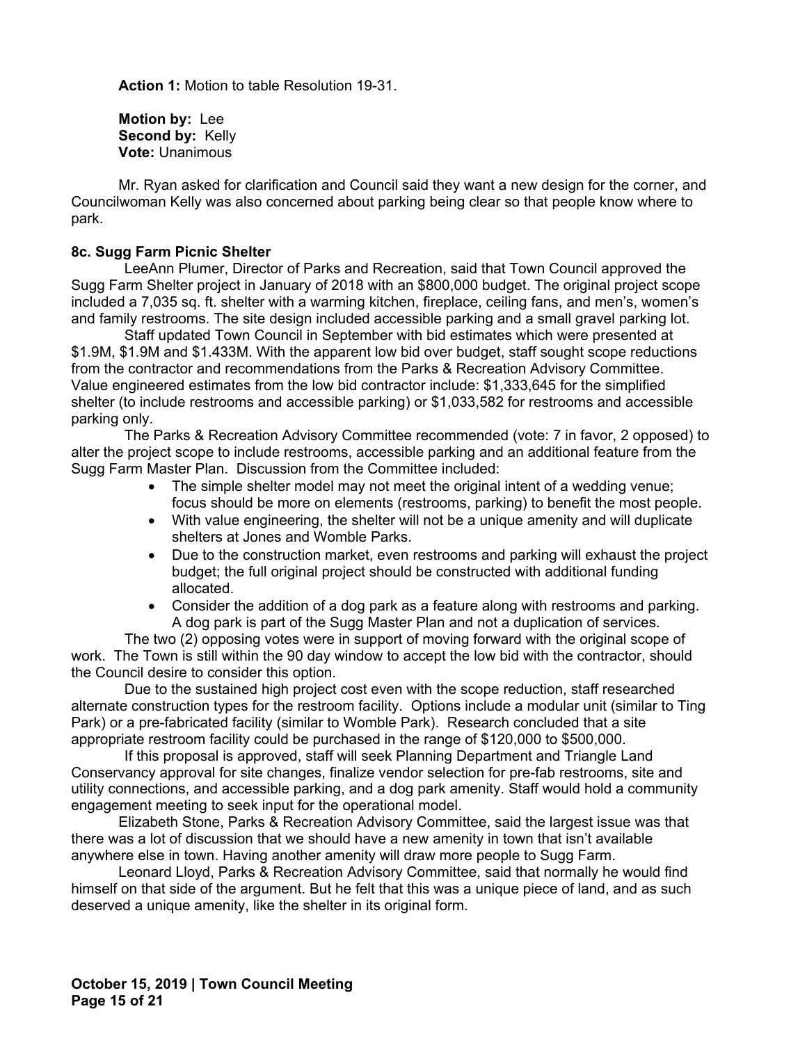**Action 1:** Motion to table Resolution 19-31.

**Motion by:** Lee
**Second by:** Kelly
**Vote:** Unanimous

Mr. Ryan asked for clarification and Council said they want a new design for the corner, and Councilwoman Kelly was also concerned about parking being clear so that people know where to park.

**8c. Sugg Farm Picnic Shelter**

LeeAnn Plumer, Director of Parks and Recreation, said that Town Council approved the Sugg Farm Shelter project in January of 2018 with an $800,000 budget. The original project scope included a 7,035 sq. ft. shelter with a warming kitchen, fireplace, ceiling fans, and men's, women's and family restrooms. The site design included accessible parking and a small gravel parking lot.

Staff updated Town Council in September with bid estimates which were presented at $1.9M, $1.9M and $1.433M. With the apparent low bid over budget, staff sought scope reductions from the contractor and recommendations from the Parks & Recreation Advisory Committee. Value engineered estimates from the low bid contractor include: $1,333,645 for the simplified shelter (to include restrooms and accessible parking) or $1,033,582 for restrooms and accessible parking only.

The Parks & Recreation Advisory Committee recommended (vote: 7 in favor, 2 opposed) to alter the project scope to include restrooms, accessible parking and an additional feature from the Sugg Farm Master Plan. Discussion from the Committee included:

- The simple shelter model may not meet the original intent of a wedding venue; focus should be more on elements (restrooms, parking) to benefit the most people.
- With value engineering, the shelter will not be a unique amenity and will duplicate shelters at Jones and Womble Parks.
- Due to the construction market, even restrooms and parking will exhaust the project budget; the full original project should be constructed with additional funding allocated.
- Consider the addition of a dog park as a feature along with restrooms and parking. A dog park is part of the Sugg Master Plan and not a duplication of services.

The two (2) opposing votes were in support of moving forward with the original scope of work. The Town is still within the 90 day window to accept the low bid with the contractor, should the Council desire to consider this option.

Due to the sustained high project cost even with the scope reduction, staff researched alternate construction types for the restroom facility. Options include a modular unit (similar to Ting Park) or a pre-fabricated facility (similar to Womble Park). Research concluded that a site appropriate restroom facility could be purchased in the range of $120,000 to $500,000.

If this proposal is approved, staff will seek Planning Department and Triangle Land Conservancy approval for site changes, finalize vendor selection for pre-fab restrooms, site and utility connections, and accessible parking, and a dog park amenity. Staff would hold a community engagement meeting to seek input for the operational model.

Elizabeth Stone, Parks & Recreation Advisory Committee, said the largest issue was that there was a lot of discussion that we should have a new amenity in town that isn't available anywhere else in town. Having another amenity will draw more people to Sugg Farm.

Leonard Lloyd, Parks & Recreation Advisory Committee, said that normally he would find himself on that side of the argument. But he felt that this was a unique piece of land, and as such deserved a unique amenity, like the shelter in its original form.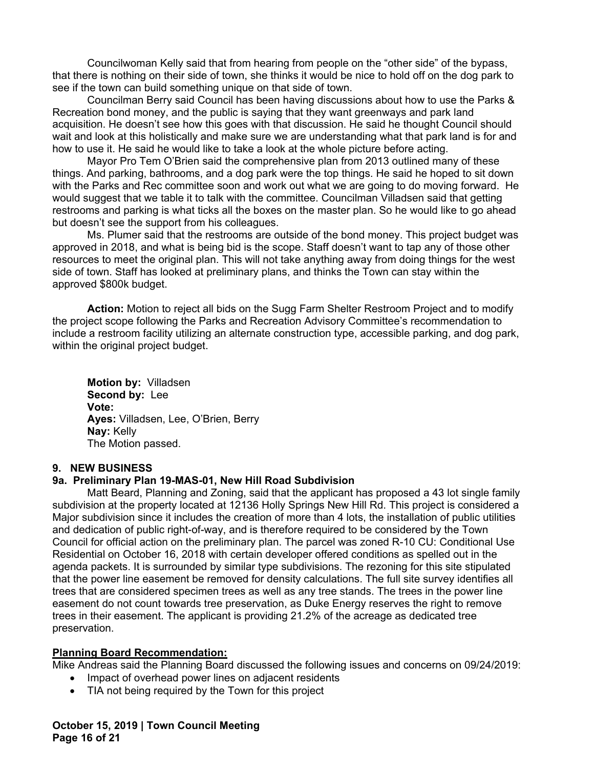Councilwoman Kelly said that from hearing from people on the "other side" of the bypass, that there is nothing on their side of town, she thinks it would be nice to hold off on the dog park to see if the town can build something unique on that side of town.

Councilman Berry said Council has been having discussions about how to use the Parks & Recreation bond money, and the public is saying that they want greenways and park land acquisition. He doesn't see how this goes with that discussion. He said he thought Council should wait and look at this holistically and make sure we are understanding what that park land is for and how to use it. He said he would like to take a look at the whole picture before acting.

Mayor Pro Tem O'Brien said the comprehensive plan from 2013 outlined many of these things. And parking, bathrooms, and a dog park were the top things. He said he hoped to sit down with the Parks and Rec committee soon and work out what we are going to do moving forward. He would suggest that we table it to talk with the committee. Councilman Villadsen said that getting restrooms and parking is what ticks all the boxes on the master plan. So he would like to go ahead but doesn't see the support from his colleagues.

Ms. Plumer said that the restrooms are outside of the bond money. This project budget was approved in 2018, and what is being bid is the scope. Staff doesn't want to tap any of those other resources to meet the original plan. This will not take anything away from doing things for the west side of town. Staff has looked at preliminary plans, and thinks the Town can stay within the approved $800k budget.

**Action:** Motion to reject all bids on the Sugg Farm Shelter Restroom Project and to modify the project scope following the Parks and Recreation Advisory Committee's recommendation to include a restroom facility utilizing an alternate construction type, accessible parking, and dog park, within the original project budget.

**Motion by:** Villadsen
**Second by:** Lee
**Vote:**
**Ayes:** Villadsen, Lee, O'Brien, Berry
**Nay:** Kelly
The Motion passed.

## 9. NEW BUSINESS

### 9a. Preliminary Plan 19-MAS-01, New Hill Road Subdivision

Matt Beard, Planning and Zoning, said that the applicant has proposed a 43 lot single family subdivision at the property located at 12136 Holly Springs New Hill Rd. This project is considered a Major subdivision since it includes the creation of more than 4 lots, the installation of public utilities and dedication of public right-of-way, and is therefore required to be considered by the Town Council for official action on the preliminary plan. The parcel was zoned R-10 CU: Conditional Use Residential on October 16, 2018 with certain developer offered conditions as spelled out in the agenda packets. It is surrounded by similar type subdivisions. The rezoning for this site stipulated that the power line easement be removed for density calculations. The full site survey identifies all trees that are considered specimen trees as well as any tree stands. The trees in the power line easement do not count towards tree preservation, as Duke Energy reserves the right to remove trees in their easement. The applicant is providing 21.2% of the acreage as dedicated tree preservation.

**Planning Board Recommendation:**

Mike Andreas said the Planning Board discussed the following issues and concerns on 09/24/2019:

- Impact of overhead power lines on adjacent residents
- TIA not being required by the Town for this project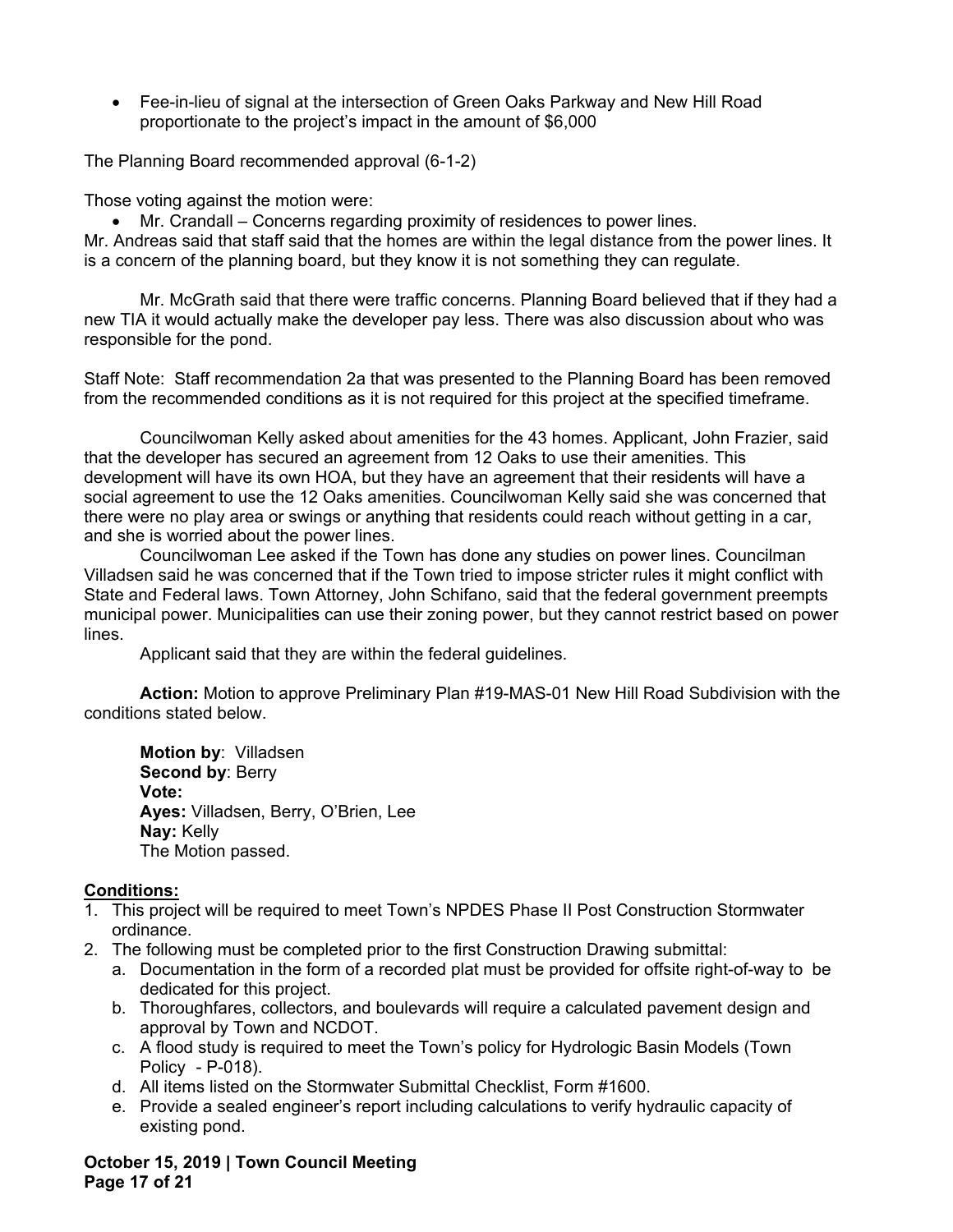- Fee-in-lieu of signal at the intersection of Green Oaks Parkway and New Hill Road proportionate to the project's impact in the amount of $6,000

The Planning Board recommended approval (6-1-2)

Those voting against the motion were:

- Mr. Crandall – Concerns regarding proximity of residences to power lines.

Mr. Andreas said that staff said that the homes are within the legal distance from the power lines. It is a concern of the planning board, but they know it is not something they can regulate.

Mr. McGrath said that there were traffic concerns. Planning Board believed that if they had a new TIA it would actually make the developer pay less. There was also discussion about who was responsible for the pond.

Staff Note: Staff recommendation 2a that was presented to the Planning Board has been removed from the recommended conditions as it is not required for this project at the specified timeframe.

Councilwoman Kelly asked about amenities for the 43 homes. Applicant, John Frazier, said that the developer has secured an agreement from 12 Oaks to use their amenities. This development will have its own HOA, but they have an agreement that their residents will have a social agreement to use the 12 Oaks amenities. Councilwoman Kelly said she was concerned that there were no play area or swings or anything that residents could reach without getting in a car, and she is worried about the power lines.

Councilwoman Lee asked if the Town has done any studies on power lines. Councilman Villadsen said he was concerned that if the Town tried to impose stricter rules it might conflict with State and Federal laws. Town Attorney, John Schifano, said that the federal government preempts municipal power. Municipalities can use their zoning power, but they cannot restrict based on power lines.

Applicant said that they are within the federal guidelines.

**Action:** Motion to approve Preliminary Plan #19-MAS-01 New Hill Road Subdivision with the conditions stated below.

**Motion by**: Villadsen
**Second by**: Berry
**Vote:**
**Ayes:** Villadsen, Berry, O'Brien, Lee
**Nay:** Kelly
The Motion passed.

**Conditions:**

1. This project will be required to meet Town's NPDES Phase II Post Construction Stormwater ordinance.
2. The following must be completed prior to the first Construction Drawing submittal:
   a. Documentation in the form of a recorded plat must be provided for offsite right-of-way to be dedicated for this project.
   b. Thoroughfares, collectors, and boulevards will require a calculated pavement design and approval by Town and NCDOT.
   c. A flood study is required to meet the Town's policy for Hydrologic Basin Models (Town Policy - P-018).
   d. All items listed on the Stormwater Submittal Checklist, Form #1600.
   e. Provide a sealed engineer's report including calculations to verify hydraulic capacity of existing pond.

**October 15, 2019 | Town Council Meeting**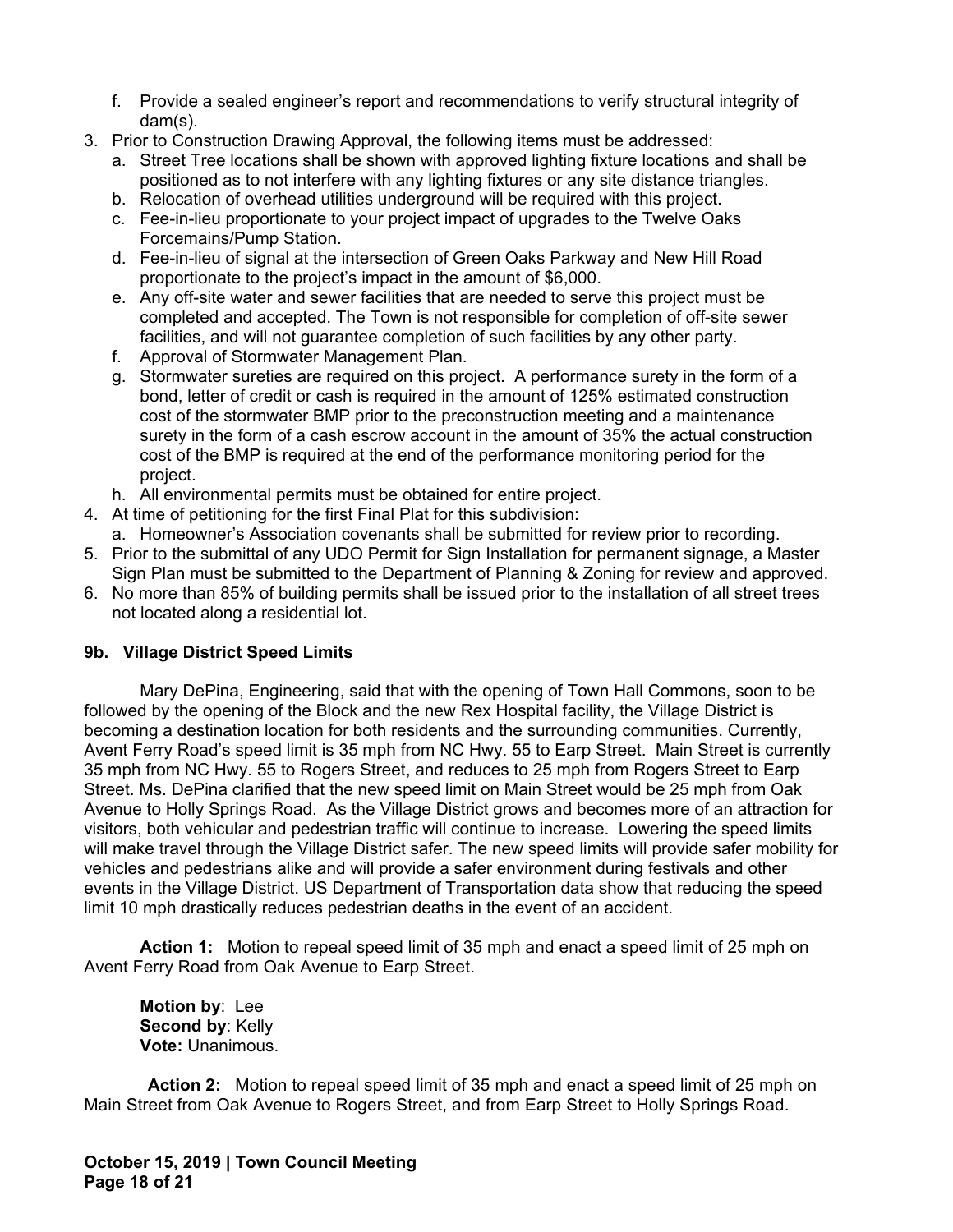f. Provide a sealed engineer's report and recommendations to verify structural integrity of dam(s).

3. Prior to Construction Drawing Approval, the following items must be addressed:
   a. Street Tree locations shall be shown with approved lighting fixture locations and shall be positioned as to not interfere with any lighting fixtures or any site distance triangles.
   b. Relocation of overhead utilities underground will be required with this project.
   c. Fee-in-lieu proportionate to your project impact of upgrades to the Twelve Oaks Forcemains/Pump Station.
   d. Fee-in-lieu of signal at the intersection of Green Oaks Parkway and New Hill Road proportionate to the project's impact in the amount of $6,000.
   e. Any off-site water and sewer facilities that are needed to serve this project must be completed and accepted. The Town is not responsible for completion of off-site sewer facilities, and will not guarantee completion of such facilities by any other party.
   f. Approval of Stormwater Management Plan.
   g. Stormwater sureties are required on this project. A performance surety in the form of a bond, letter of credit or cash is required in the amount of 125% estimated construction cost of the stormwater BMP prior to the preconstruction meeting and a maintenance surety in the form of a cash escrow account in the amount of 35% the actual construction cost of the BMP is required at the end of the performance monitoring period for the project.
   h. All environmental permits must be obtained for entire project.
4. At time of petitioning for the first Final Plat for this subdivision:
   a. Homeowner's Association covenants shall be submitted for review prior to recording.
5. Prior to the submittal of any UDO Permit for Sign Installation for permanent signage, a Master Sign Plan must be submitted to the Department of Planning & Zoning for review and approved.
6. No more than 85% of building permits shall be issued prior to the installation of all street trees not located along a residential lot.

**9b. Village District Speed Limits**

Mary DePina, Engineering, said that with the opening of Town Hall Commons, soon to be followed by the opening of the Block and the new Rex Hospital facility, the Village District is becoming a destination location for both residents and the surrounding communities. Currently, Avent Ferry Road's speed limit is 35 mph from NC Hwy. 55 to Earp Street. Main Street is currently 35 mph from NC Hwy. 55 to Rogers Street, and reduces to 25 mph from Rogers Street to Earp Street. Ms. DePina clarified that the new speed limit on Main Street would be 25 mph from Oak Avenue to Holly Springs Road. As the Village District grows and becomes more of an attraction for visitors, both vehicular and pedestrian traffic will continue to increase. Lowering the speed limits will make travel through the Village District safer. The new speed limits will provide safer mobility for vehicles and pedestrians alike and will provide a safer environment during festivals and other events in the Village District. US Department of Transportation data show that reducing the speed limit 10 mph drastically reduces pedestrian deaths in the event of an accident.

**Action 1:** Motion to repeal speed limit of 35 mph and enact a speed limit of 25 mph on Avent Ferry Road from Oak Avenue to Earp Street.

**Motion by**: Lee
**Second by**: Kelly
**Vote:** Unanimous.

**Action 2:** Motion to repeal speed limit of 35 mph and enact a speed limit of 25 mph on Main Street from Oak Avenue to Rogers Street, and from Earp Street to Holly Springs Road.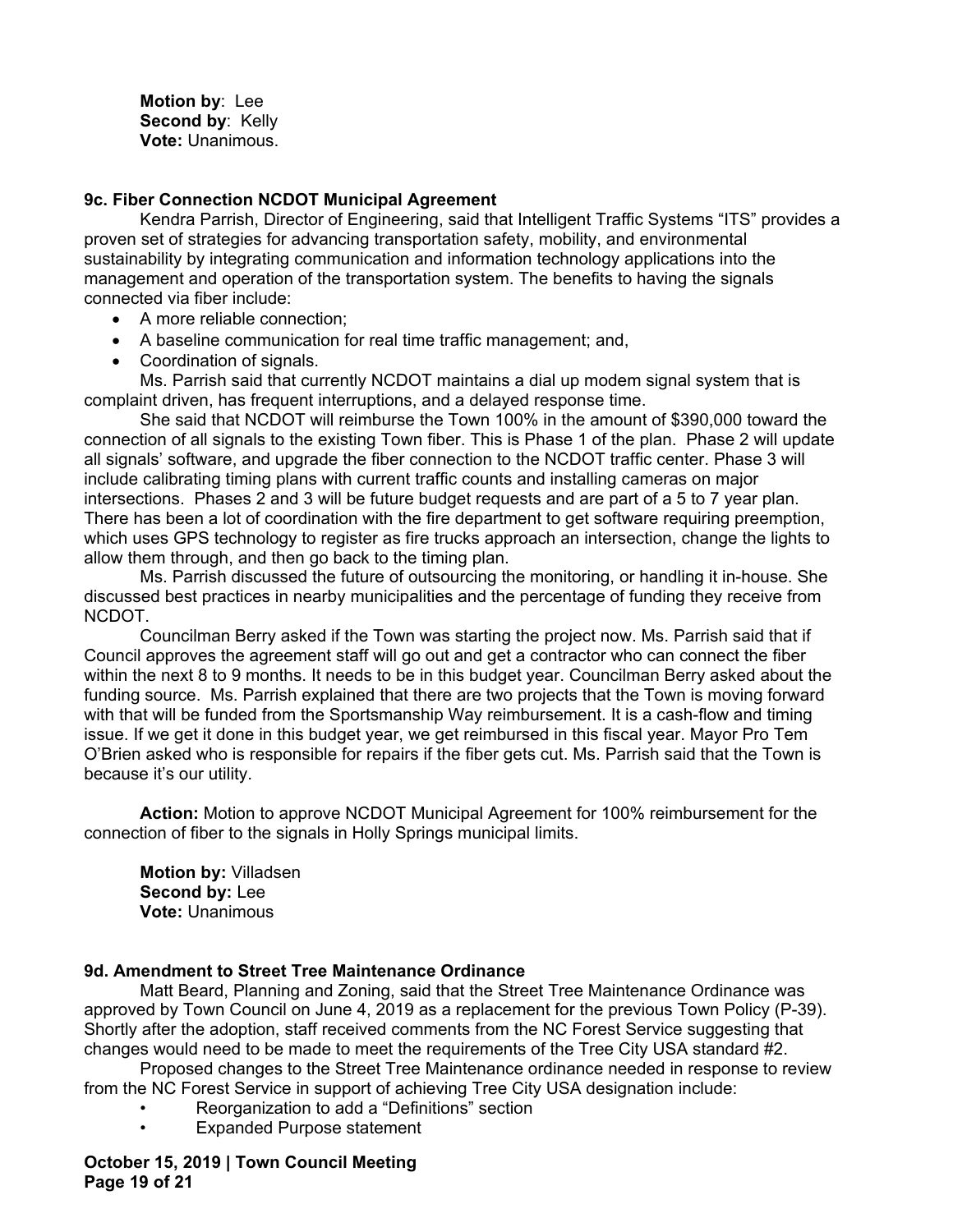**Motion by**: Lee
**Second by**: Kelly
**Vote:** Unanimous.

### 9c. Fiber Connection NCDOT Municipal Agreement

Kendra Parrish, Director of Engineering, said that Intelligent Traffic Systems "ITS" provides a proven set of strategies for advancing transportation safety, mobility, and environmental sustainability by integrating communication and information technology applications into the management and operation of the transportation system. The benefits to having the signals connected via fiber include:

- A more reliable connection;
- A baseline communication for real time traffic management; and,
- Coordination of signals.

Ms. Parrish said that currently NCDOT maintains a dial up modem signal system that is complaint driven, has frequent interruptions, and a delayed response time.

She said that NCDOT will reimburse the Town 100% in the amount of $390,000 toward the connection of all signals to the existing Town fiber. This is Phase 1 of the plan. Phase 2 will update all signals' software, and upgrade the fiber connection to the NCDOT traffic center. Phase 3 will include calibrating timing plans with current traffic counts and installing cameras on major intersections. Phases 2 and 3 will be future budget requests and are part of a 5 to 7 year plan. There has been a lot of coordination with the fire department to get software requiring preemption, which uses GPS technology to register as fire trucks approach an intersection, change the lights to allow them through, and then go back to the timing plan.

Ms. Parrish discussed the future of outsourcing the monitoring, or handling it in-house. She discussed best practices in nearby municipalities and the percentage of funding they receive from NCDOT.

Councilman Berry asked if the Town was starting the project now. Ms. Parrish said that if Council approves the agreement staff will go out and get a contractor who can connect the fiber within the next 8 to 9 months. It needs to be in this budget year. Councilman Berry asked about the funding source. Ms. Parrish explained that there are two projects that the Town is moving forward with that will be funded from the Sportsmanship Way reimbursement. It is a cash-flow and timing issue. If we get it done in this budget year, we get reimbursed in this fiscal year. Mayor Pro Tem O'Brien asked who is responsible for repairs if the fiber gets cut. Ms. Parrish said that the Town is because it's our utility.

**Action:** Motion to approve NCDOT Municipal Agreement for 100% reimbursement for the connection of fiber to the signals in Holly Springs municipal limits.

**Motion by:** Villadsen
**Second by:** Lee
**Vote:** Unanimous

### 9d. Amendment to Street Tree Maintenance Ordinance

Matt Beard, Planning and Zoning, said that the Street Tree Maintenance Ordinance was approved by Town Council on June 4, 2019 as a replacement for the previous Town Policy (P-39). Shortly after the adoption, staff received comments from the NC Forest Service suggesting that changes would need to be made to meet the requirements of the Tree City USA standard #2.

Proposed changes to the Street Tree Maintenance ordinance needed in response to review from the NC Forest Service in support of achieving Tree City USA designation include:

- Reorganization to add a "Definitions" section
- Expanded Purpose statement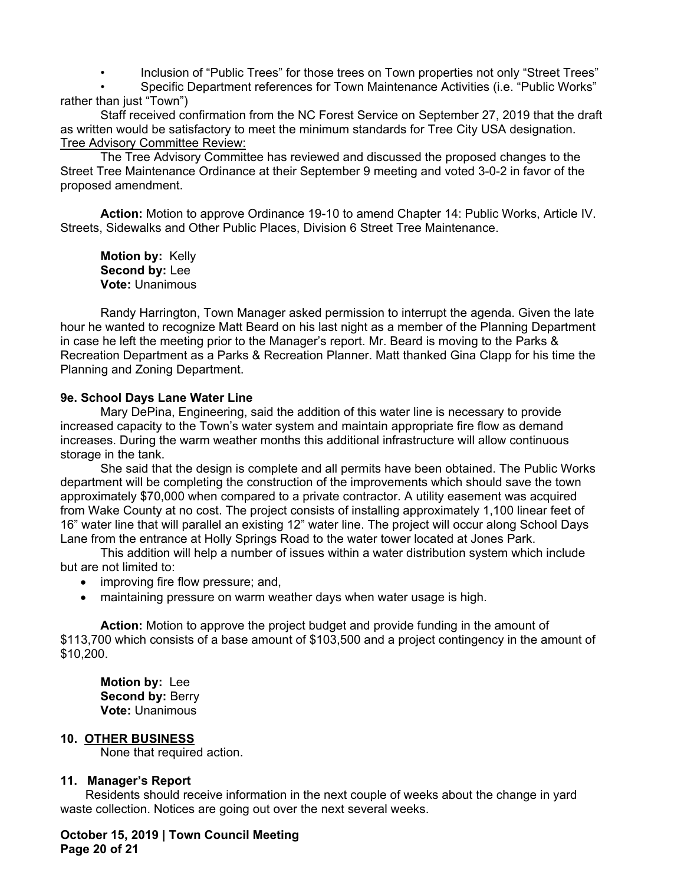- Inclusion of "Public Trees" for those trees on Town properties not only "Street Trees"
- Specific Department references for Town Maintenance Activities (i.e. "Public Works" rather than just "Town")

Staff received confirmation from the NC Forest Service on September 27, 2019 that the draft as written would be satisfactory to meet the minimum standards for Tree City USA designation.

Tree Advisory Committee Review:

The Tree Advisory Committee has reviewed and discussed the proposed changes to the Street Tree Maintenance Ordinance at their September 9 meeting and voted 3-0-2 in favor of the proposed amendment.

**Action:** Motion to approve Ordinance 19-10 to amend Chapter 14: Public Works, Article IV. Streets, Sidewalks and Other Public Places, Division 6 Street Tree Maintenance.

**Motion by:** Kelly
**Second by:** Lee
**Vote:** Unanimous

Randy Harrington, Town Manager asked permission to interrupt the agenda. Given the late hour he wanted to recognize Matt Beard on his last night as a member of the Planning Department in case he left the meeting prior to the Manager's report. Mr. Beard is moving to the Parks & Recreation Department as a Parks & Recreation Planner. Matt thanked Gina Clapp for his time the Planning and Zoning Department.

**9e. School Days Lane Water Line**

Mary DePina, Engineering, said the addition of this water line is necessary to provide increased capacity to the Town's water system and maintain appropriate fire flow as demand increases. During the warm weather months this additional infrastructure will allow continuous storage in the tank.

She said that the design is complete and all permits have been obtained. The Public Works department will be completing the construction of the improvements which should save the town approximately $70,000 when compared to a private contractor. A utility easement was acquired from Wake County at no cost. The project consists of installing approximately 1,100 linear feet of 16" water line that will parallel an existing 12" water line. The project will occur along School Days Lane from the entrance at Holly Springs Road to the water tower located at Jones Park.

This addition will help a number of issues within a water distribution system which include but are not limited to:

- improving fire flow pressure; and,
- maintaining pressure on warm weather days when water usage is high.

**Action:** Motion to approve the project budget and provide funding in the amount of $113,700 which consists of a base amount of $103,500 and a project contingency in the amount of $10,200.

**Motion by:** Lee
**Second by:** Berry
**Vote:** Unanimous

**10. OTHER BUSINESS**

None that required action.

**11. Manager's Report**

Residents should receive information in the next couple of weeks about the change in yard waste collection. Notices are going out over the next several weeks.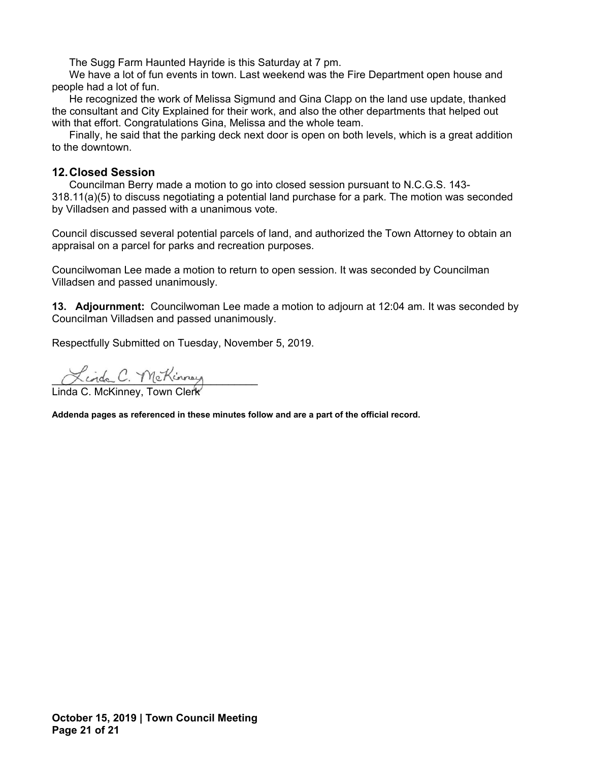The Sugg Farm Haunted Hayride is this Saturday at 7 pm.

We have a lot of fun events in town. Last weekend was the Fire Department open house and people had a lot of fun.

He recognized the work of Melissa Sigmund and Gina Clapp on the land use update, thanked the consultant and City Explained for their work, and also the other departments that helped out with that effort. Congratulations Gina, Melissa and the whole team.

Finally, he said that the parking deck next door is open on both levels, which is a great addition to the downtown.

## 12. Closed Session

Councilman Berry made a motion to go into closed session pursuant to N.C.G.S. 143-318.11(a)(5) to discuss negotiating a potential land purchase for a park. The motion was seconded by Villadsen and passed with a unanimous vote.

Council discussed several potential parcels of land, and authorized the Town Attorney to obtain an appraisal on a parcel for parks and recreation purposes.

Councilwoman Lee made a motion to return to open session. It was seconded by Councilman Villadsen and passed unanimously.

**13. Adjournment:** Councilwoman Lee made a motion to adjourn at 12:04 am. It was seconded by Councilman Villadsen and passed unanimously.

Respectfully Submitted on Tuesday, November 5, 2019.

Linda C. McKinney

Linda C. McKinney, Town Clerk

**Addenda pages as referenced in these minutes follow and are a part of the official record.**